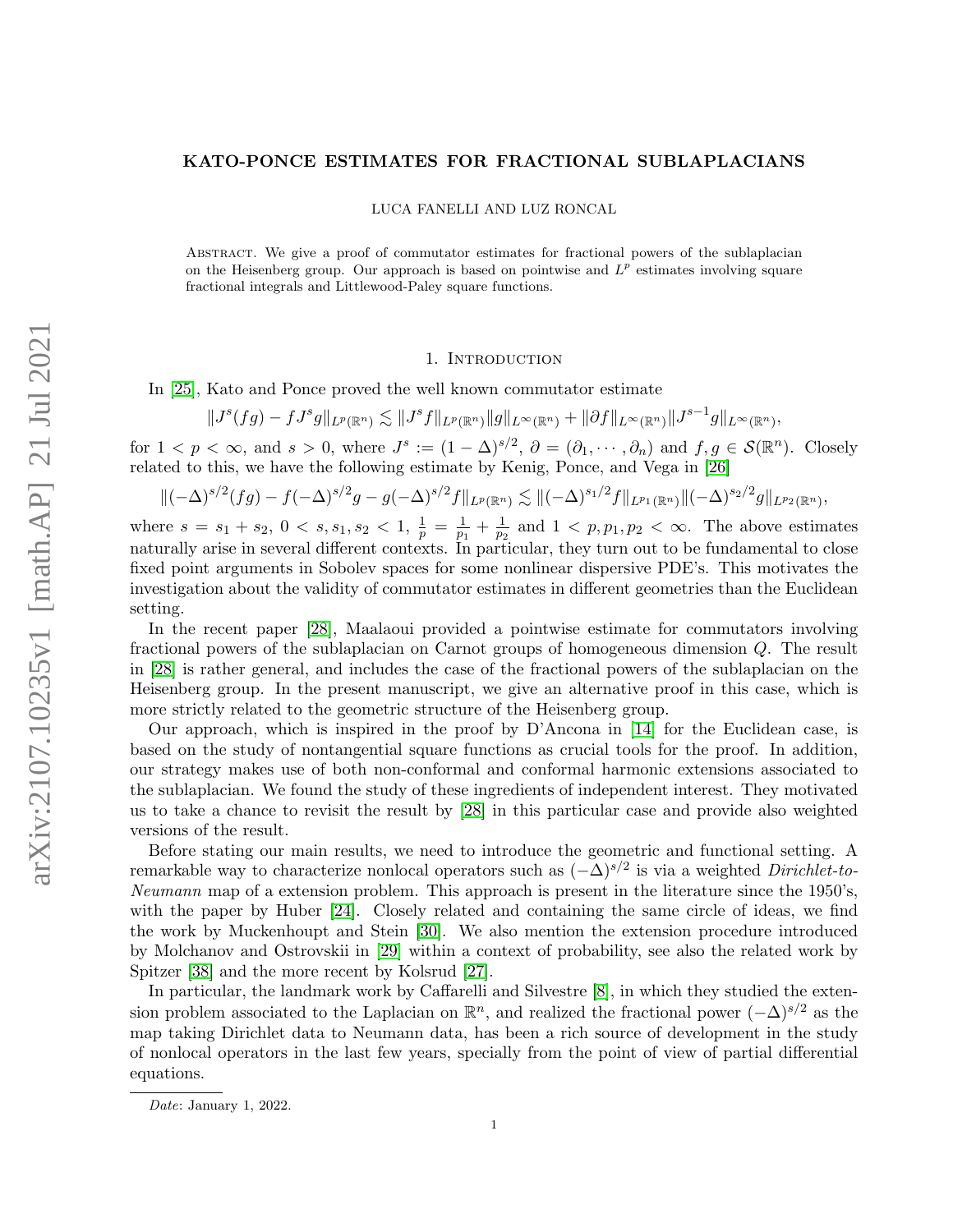# KATO-PONCE ESTIMATES FOR FRACTIONAL SUBLAPLACIANS

LUCA FANELLI AND LUZ RONCAL

Abstract. We give a proof of commutator estimates for fractional powers of the sublaplacian on the Heisenberg group. Our approach is based on pointwise and $L^p$ estimates involving square fractional integrals and Littlewood-Paley square functions.

## 1. Introduction

In [25], Kato and Ponce proved the well known commutator estimate

$$\|J^s(fg) - fJ^s g\|_{L^p(\mathbb{R}^n)} \lesssim \|J^s f\|_{L^p(\mathbb{R}^n)} \|g\|_{L^\infty(\mathbb{R}^n)} + \|\partial f\|_{L^\infty(\mathbb{R}^n)} \|J^{s-1} g\|_{L^\infty(\mathbb{R}^n)},$$

for $1 < p < \infty$, and $s > 0$, where $J^s := (1-\Delta)^{s/2}$, $\partial = (\partial_1, \cdots, \partial_n)$ and $f, g \in \mathcal{S}(\mathbb{R}^n)$. Closely related to this, we have the following estimate by Kenig, Ponce, and Vega in [26]

$$\|(-\Delta)^{s/2}(fg) - f(-\Delta)^{s/2} g - g(-\Delta)^{s/2} f\|_{L^p(\mathbb{R}^n)} \lesssim \|(-\Delta)^{s_1/2} f\|_{L^{p_1}(\mathbb{R}^n)} \|(-\Delta)^{s_2/2} g\|_{L^{p_2}(\mathbb{R}^n)},$$

where $s = s_1 + s_2$, $0 < s, s_1, s_2 < 1$, $\frac{1}{p} = \frac{1}{p_1} + \frac{1}{p_2}$ and $1 < p, p_1, p_2 < \infty$. The above estimates naturally arise in several different contexts. In particular, they turn out to be fundamental to close fixed point arguments in Sobolev spaces for some nonlinear dispersive PDE's. This motivates the investigation about the validity of commutator estimates in different geometries than the Euclidean setting.

In the recent paper [28], Maalaoui provided a pointwise estimate for commutators involving fractional powers of the sublaplacian on Carnot groups of homogeneous dimension $Q$. The result in [28] is rather general, and includes the case of the fractional powers of the sublaplacian on the Heisenberg group. In the present manuscript, we give an alternative proof in this case, which is more strictly related to the geometric structure of the Heisenberg group.

Our approach, which is inspired in the proof by D'Ancona in [14] for the Euclidean case, is based on the study of nontangential square functions as crucial tools for the proof. In addition, our strategy makes use of both non-conformal and conformal harmonic extensions associated to the sublaplacian. We found the study of these ingredients of independent interest. They motivated us to take a chance to revisit the result by [28] in this particular case and provide also weighted versions of the result.

Before stating our main results, we need to introduce the geometric and functional setting. A remarkable way to characterize nonlocal operators such as $(-\Delta)^{s/2}$ is via a weighted *Dirichlet-to-Neumann* map of a extension problem. This approach is present in the literature since the 1950's, with the paper by Huber [24]. Closely related and containing the same circle of ideas, we find the work by Muckenhoupt and Stein [30]. We also mention the extension procedure introduced by Molchanov and Ostrovskii in [29] within a context of probability, see also the related work by Spitzer [38] and the more recent by Kolsrud [27].

In particular, the landmark work by Caffarelli and Silvestre [8], in which they studied the extension problem associated to the Laplacian on $\mathbb{R}^n$, and realized the fractional power $(-\Delta)^{s/2}$ as the map taking Dirichlet data to Neumann data, has been a rich source of development in the study of nonlocal operators in the last few years, specially from the point of view of partial differential equations.

*Date*: January 1, 2022.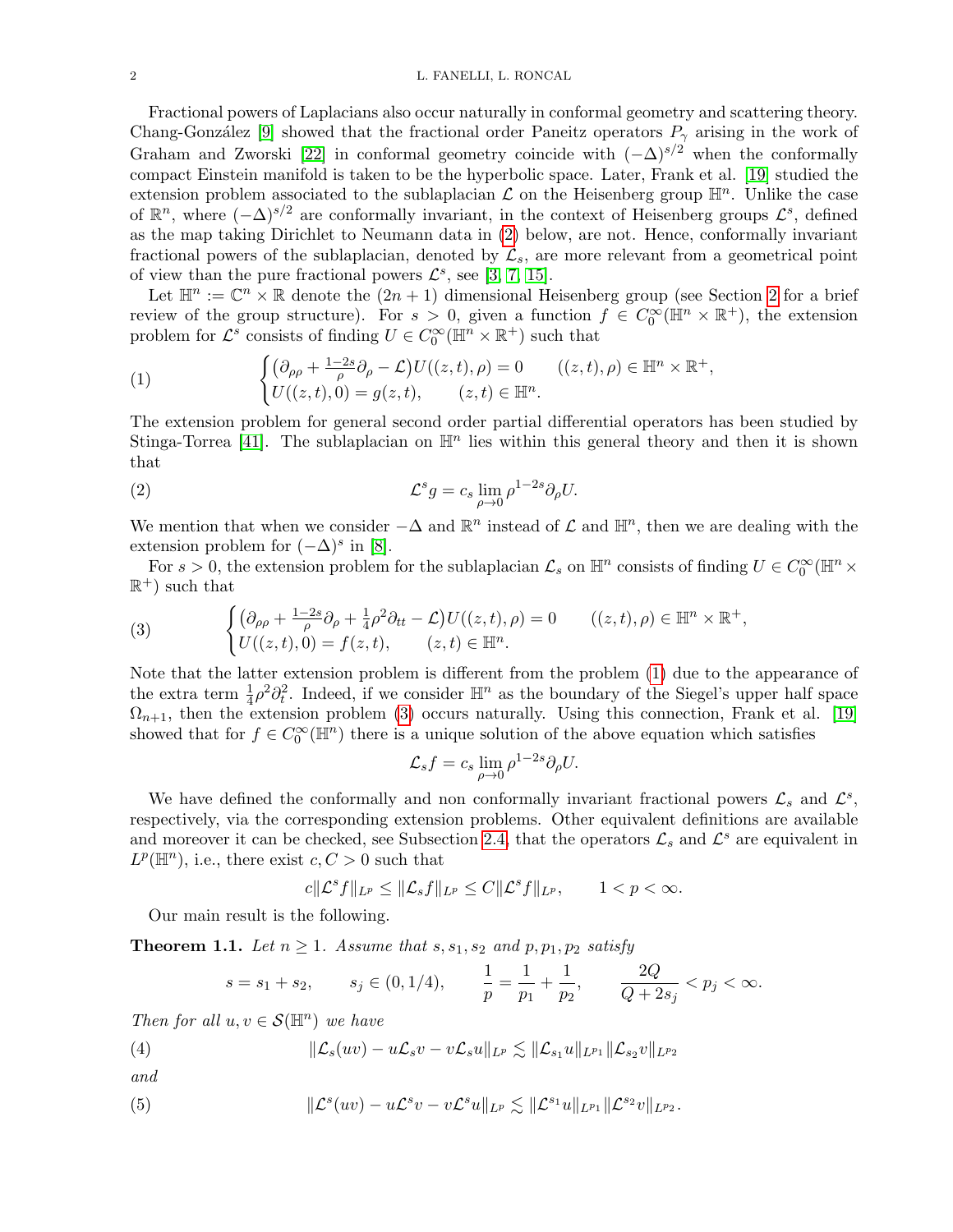Fractional powers of Laplacians also occur naturally in conformal geometry and scattering theory. Chang-González [9] showed that the fractional order Paneitz operators $P_\gamma$ arising in the work of Graham and Zworski [22] in conformal geometry coincide with $(-\Delta)^{s/2}$ when the conformally compact Einstein manifold is taken to be the hyperbolic space. Later, Frank et al. [19] studied the extension problem associated to the sublaplacian $\mathcal{L}$ on the Heisenberg group $\mathbb{H}^n$. Unlike the case of $\mathbb{R}^n$, where $(-\Delta)^{s/2}$ are conformally invariant, in the context of Heisenberg groups $\mathcal{L}^s$, defined as the map taking Dirichlet to Neumann data in (2) below, are not. Hence, conformally invariant fractional powers of the sublaplacian, denoted by $\mathcal{L}_s$, are more relevant from a geometrical point of view than the pure fractional powers $\mathcal{L}^s$, see [3, 7, 15].

Let $\mathbb{H}^n := \mathbb{C}^n \times \mathbb{R}$ denote the $(2n+1)$ dimensional Heisenberg group (see Section 2 for a brief review of the group structure). For $s > 0$, given a function $f \in C_0^\infty(\mathbb{H}^n \times \mathbb{R}^+)$, the extension problem for $\mathcal{L}^s$ consists of finding $U \in C_0^\infty(\mathbb{H}^n \times \mathbb{R}^+)$ such that

$$
\begin{cases} \big(\partial_{\rho\rho} + \frac{1-2s}{\rho}\partial_\rho - \mathcal{L}\big)U((z,t),\rho) = 0 & ((z,t),\rho) \in \mathbb{H}^n \times \mathbb{R}^+, \\ U((z,t),0) = g(z,t), & (z,t) \in \mathbb{H}^n. \end{cases} \tag{1}
$$

The extension problem for general second order partial differential operators has been studied by Stinga-Torrea [41]. The sublaplacian on $\mathbb{H}^n$ lies within this general theory and then it is shown that

$$
\mathcal{L}^s g = c_s \lim_{\rho \to 0} \rho^{1-2s}\partial_\rho U. \tag{2}
$$

We mention that when we consider $-\Delta$ and $\mathbb{R}^n$ instead of $\mathcal{L}$ and $\mathbb{H}^n$, then we are dealing with the extension problem for $(-\Delta)^s$ in [8].

For $s > 0$, the extension problem for the sublaplacian $\mathcal{L}_s$ on $\mathbb{H}^n$ consists of finding $U \in C_0^\infty(\mathbb{H}^n \times \mathbb{R}^+)$ such that

$$
\begin{cases} \big(\partial_{\rho\rho} + \frac{1-2s}{\rho}\partial_\rho + \frac{1}{4}\rho^2\partial_{tt} - \mathcal{L}\big)U((z,t),\rho) = 0 & ((z,t),\rho) \in \mathbb{H}^n \times \mathbb{R}^+, \\ U((z,t),0) = f(z,t), & (z,t) \in \mathbb{H}^n. \end{cases} \tag{3}
$$

Note that the latter extension problem is different from the problem (1) due to the appearance of the extra term $\frac{1}{4}\rho^2\partial_t^2$. Indeed, if we consider $\mathbb{H}^n$ as the boundary of the Siegel's upper half space $\Omega_{n+1}$, then the extension problem (3) occurs naturally. Using this connection, Frank et al. [19] showed that for $f \in C_0^\infty(\mathbb{H}^n)$ there is a unique solution of the above equation which satisfies

$$
\mathcal{L}_s f = c_s \lim_{\rho \to 0} \rho^{1-2s}\partial_\rho U.
$$

We have defined the conformally and non conformally invariant fractional powers $\mathcal{L}_s$ and $\mathcal{L}^s$, respectively, via the corresponding extension problems. Other equivalent definitions are available and moreover it can be checked, see Subsection 2.4, that the operators $\mathcal{L}_s$ and $\mathcal{L}^s$ are equivalent in $L^p(\mathbb{H}^n)$, i.e., there exist $c, C > 0$ such that

$$
c\|\mathcal{L}^s f\|_{L^p} \le \|\mathcal{L}_s f\|_{L^p} \le C\|\mathcal{L}^s f\|_{L^p}, \qquad 1 < p < \infty.
$$

Our main result is the following.

**Theorem 1.1.** *Let $n \ge 1$. Assume that $s, s_1, s_2$ and $p, p_1, p_2$ satisfy*

$$
s = s_1 + s_2, \qquad s_j \in (0, 1/4), \qquad \frac{1}{p} = \frac{1}{p_1} + \frac{1}{p_2}, \qquad \frac{2Q}{Q+2s_j} < p_j < \infty.
$$

*Then for all $u, v \in \mathcal{S}(\mathbb{H}^n)$ we have*

$$
\|\mathcal{L}_s(uv) - u\mathcal{L}_s v - v\mathcal{L}_s u\|_{L^p} \lesssim \|\mathcal{L}_{s_1} u\|_{L^{p_1}} \|\mathcal{L}_{s_2} v\|_{L^{p_2}} \tag{4}
$$

*and*

$$
\|\mathcal{L}^s(uv) - u\mathcal{L}^s v - v\mathcal{L}^s u\|_{L^p} \lesssim \|\mathcal{L}^{s_1} u\|_{L^{p_1}} \|\mathcal{L}^{s_2} v\|_{L^{p_2}}. \tag{5}
$$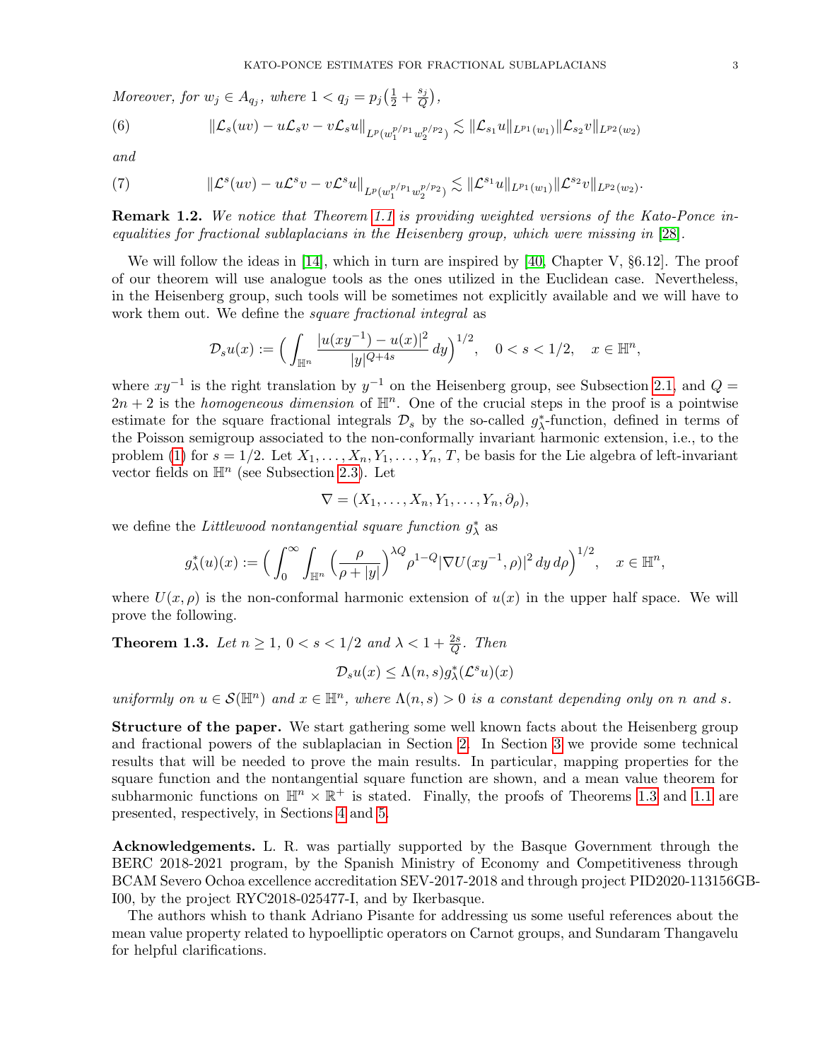*Moreover, for $w_j \in A_{q_j}$, where $1 < q_j = p_j\big(\frac{1}{2} + \frac{s_j}{Q}\big)$,*

$$\|\mathcal{L}_s(uv) - u\mathcal{L}_s v - v\mathcal{L}_s u\|_{L^p(w_1^{p/p_1} w_2^{p/p_2})} \lesssim \|\mathcal{L}_{s_1} u\|_{L^{p_1}(w_1)} \|\mathcal{L}_{s_2} v\|_{L^{p_2}(w_2)} \tag{6}$$

*and*

$$\|\mathcal{L}^s(uv) - u\mathcal{L}^s v - v\mathcal{L}^s u\|_{L^p(w_1^{p/p_1} w_2^{p/p_2})} \lesssim \|\mathcal{L}^{s_1} u\|_{L^{p_1}(w_1)} \|\mathcal{L}^{s_2} v\|_{L^{p_2}(w_2)}. \tag{7}$$

**Remark 1.2.** *We notice that Theorem 1.1 is providing weighted versions of the Kato-Ponce inequalities for fractional sublaplacians in the Heisenberg group, which were missing in [28].*

We will follow the ideas in [14], which in turn are inspired by [40, Chapter V, §6.12]. The proof of our theorem will use analogue tools as the ones utilized in the Euclidean case. Nevertheless, in the Heisenberg group, such tools will be sometimes not explicitly available and we will have to work them out. We define the *square fractional integral* as

$$\mathcal{D}_s u(x) := \Big( \int_{\mathbb{H}^n} \frac{|u(xy^{-1}) - u(x)|^2}{|y|^{Q+4s}}\, dy \Big)^{1/2}, \quad 0 < s < 1/2, \quad x \in \mathbb{H}^n,$$

where $xy^{-1}$ is the right translation by $y^{-1}$ on the Heisenberg group, see Subsection 2.1, and $Q = 2n+2$ is the *homogeneous dimension* of $\mathbb{H}^n$. One of the crucial steps in the proof is a pointwise estimate for the square fractional integrals $\mathcal{D}_s$ by the so-called $g_\lambda^*$-function, defined in terms of the Poisson semigroup associated to the non-conformally invariant harmonic extension, i.e., to the problem (1) for $s = 1/2$. Let $X_1, \dots, X_n, Y_1, \dots, Y_n, T$, be basis for the Lie algebra of left-invariant vector fields on $\mathbb{H}^n$ (see Subsection 2.3). Let

$$\nabla = (X_1, \dots, X_n, Y_1, \dots, Y_n, \partial_\rho),$$

we define the *Littlewood nontangential square function* $g_\lambda^*$ as

$$g_\lambda^*(u)(x) := \Big( \int_0^\infty \int_{\mathbb{H}^n} \Big( \frac{\rho}{\rho + |y|} \Big)^{\lambda Q} \rho^{1-Q} |\nabla U(xy^{-1}, \rho)|^2\, dy\, d\rho \Big)^{1/2}, \quad x \in \mathbb{H}^n,$$

where $U(x, \rho)$ is the non-conformal harmonic extension of $u(x)$ in the upper half space. We will prove the following.

**Theorem 1.3.** *Let $n \geq 1$, $0 < s < 1/2$ and $\lambda < 1 + \frac{2s}{Q}$. Then*

$$\mathcal{D}_s u(x) \leq \Lambda(n,s) g_\lambda^*(\mathcal{L}^s u)(x)$$

*uniformly on $u \in \mathcal{S}(\mathbb{H}^n)$ and $x \in \mathbb{H}^n$, where $\Lambda(n,s) > 0$ is a constant depending only on $n$ and $s$.*

**Structure of the paper.** We start gathering some well known facts about the Heisenberg group and fractional powers of the sublaplacian in Section 2. In Section 3 we provide some technical results that will be needed to prove the main results. In particular, mapping properties for the square function and the nontangential square function are shown, and a mean value theorem for subharmonic functions on $\mathbb{H}^n \times \mathbb{R}^+$ is stated. Finally, the proofs of Theorems 1.3 and 1.1 are presented, respectively, in Sections 4 and 5.

**Acknowledgements.** L. R. was partially supported by the Basque Government through the BERC 2018-2021 program, by the Spanish Ministry of Economy and Competitiveness through BCAM Severo Ochoa excellence accreditation SEV-2017-2018 and through project PID2020-113156GB-I00, by the project RYC2018-025477-I, and by Ikerbasque.

The authors whish to thank Adriano Pisante for addressing us some useful references about the mean value property related to hypoelliptic operators on Carnot groups, and Sundaram Thangavelu for helpful clarifications.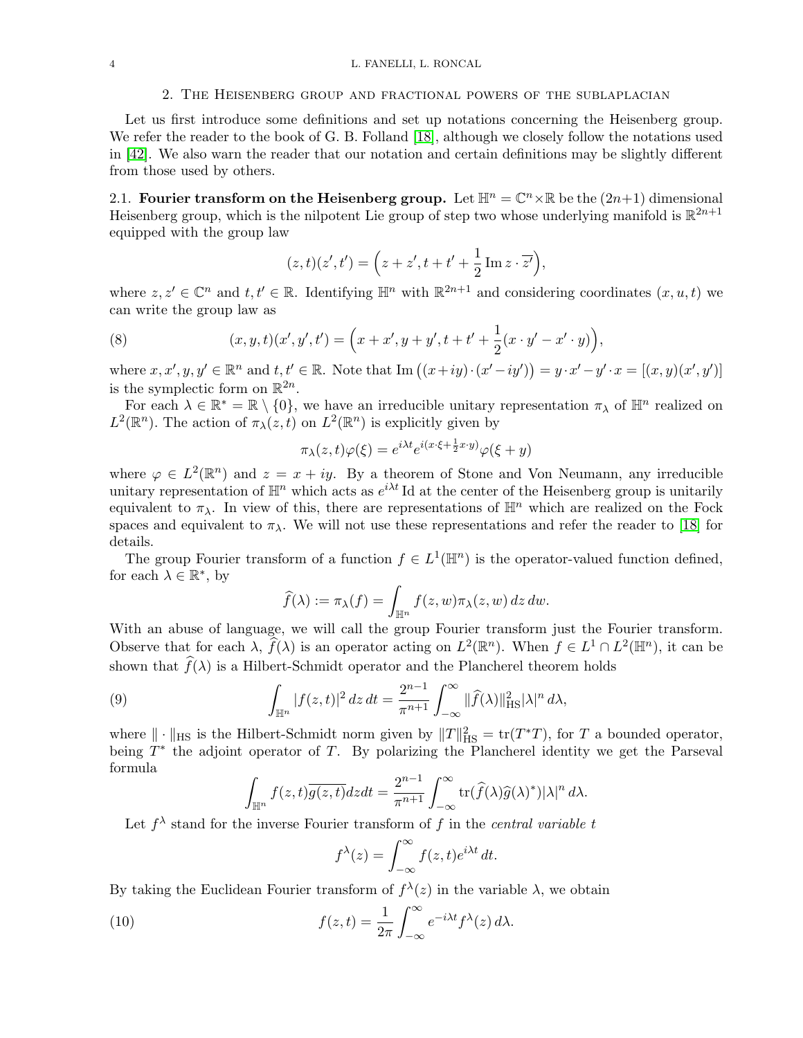## 2. The Heisenberg group and fractional powers of the sublaplacian

Let us first introduce some definitions and set up notations concerning the Heisenberg group. We refer the reader to the book of G. B. Folland [18], although we closely follow the notations used in [42]. We also warn the reader that our notation and certain definitions may be slightly different from those used by others.

### 2.1. Fourier transform on the Heisenberg group.

Let $\mathbb{H}^n = \mathbb{C}^n \times \mathbb{R}$ be the $(2n+1)$ dimensional Heisenberg group, which is the nilpotent Lie group of step two whose underlying manifold is $\mathbb{R}^{2n+1}$ equipped with the group law

$$(z,t)(z',t') = \Big(z+z', t+t' + \frac{1}{2}\operatorname{Im} z\cdot\overline{z'}\Big),$$

where $z, z' \in \mathbb{C}^n$ and $t, t' \in \mathbb{R}$. Identifying $\mathbb{H}^n$ with $\mathbb{R}^{2n+1}$ and considering coordinates $(x,u,t)$ we can write the group law as

$$(x,y,t)(x',y',t') = \Big(x+x', y+y', t+t' + \frac{1}{2}(x\cdot y' - x'\cdot y)\Big), \tag{8}$$

where $x, x', y, y' \in \mathbb{R}^n$ and $t, t' \in \mathbb{R}$. Note that $\operatorname{Im}\big((x+iy)\cdot(x'-iy')\big) = y\cdot x' - y'\cdot x = [(x,y)(x',y')]$ is the symplectic form on $\mathbb{R}^{2n}$.

For each $\lambda \in \mathbb{R}^* = \mathbb{R}\setminus\{0\}$, we have an irreducible unitary representation $\pi_\lambda$ of $\mathbb{H}^n$ realized on $L^2(\mathbb{R}^n)$. The action of $\pi_\lambda(z,t)$ on $L^2(\mathbb{R}^n)$ is explicitly given by

$$\pi_\lambda(z,t)\varphi(\xi) = e^{i\lambda t}e^{i(x\cdot\xi + \frac{1}{2}x\cdot y)}\varphi(\xi+y)$$

where $\varphi \in L^2(\mathbb{R}^n)$ and $z = x+iy$. By a theorem of Stone and Von Neumann, any irreducible unitary representation of $\mathbb{H}^n$ which acts as $e^{i\lambda t}\,\mathrm{Id}$ at the center of the Heisenberg group is unitarily equivalent to $\pi_\lambda$. In view of this, there are representations of $\mathbb{H}^n$ which are realized on the Fock spaces and equivalent to $\pi_\lambda$. We will not use these representations and refer the reader to [18] for details.

The group Fourier transform of a function $f \in L^1(\mathbb{H}^n)$ is the operator-valued function defined, for each $\lambda \in \mathbb{R}^*$, by

$$\widehat{f}(\lambda) := \pi_\lambda(f) = \int_{\mathbb{H}^n} f(z,w)\pi_\lambda(z,w)\,dz\,dw.$$

With an abuse of language, we will call the group Fourier transform just the Fourier transform. Observe that for each $\lambda$, $\widehat{f}(\lambda)$ is an operator acting on $L^2(\mathbb{R}^n)$. When $f \in L^1\cap L^2(\mathbb{H}^n)$, it can be shown that $\widehat{f}(\lambda)$ is a Hilbert-Schmidt operator and the Plancherel theorem holds

$$\int_{\mathbb{H}^n} |f(z,t)|^2\,dz\,dt = \frac{2^{n-1}}{\pi^{n+1}}\int_{-\infty}^{\infty} \|\widehat{f}(\lambda)\|_{\mathrm{HS}}^2|\lambda|^n\,d\lambda, \tag{9}$$

where $\|\cdot\|_{\mathrm{HS}}$ is the Hilbert-Schmidt norm given by $\|T\|_{\mathrm{HS}}^2 = \operatorname{tr}(T^*T)$, for $T$ a bounded operator, being $T^*$ the adjoint operator of $T$. By polarizing the Plancherel identity we get the Parseval formula

$$\int_{\mathbb{H}^n} f(z,t)\overline{g(z,t)}\,dz dt = \frac{2^{n-1}}{\pi^{n+1}}\int_{-\infty}^{\infty} \operatorname{tr}(\widehat{f}(\lambda)\widehat{g}(\lambda)^*)|\lambda|^n\,d\lambda.$$

Let $f^\lambda$ stand for the inverse Fourier transform of $f$ in the *central variable* $t$

$$f^\lambda(z) = \int_{-\infty}^{\infty} f(z,t)e^{i\lambda t}\,dt.$$

By taking the Euclidean Fourier transform of $f^\lambda(z)$ in the variable $\lambda$, we obtain

$$f(z,t) = \frac{1}{2\pi}\int_{-\infty}^{\infty} e^{-i\lambda t}f^\lambda(z)\,d\lambda. \tag{10}$$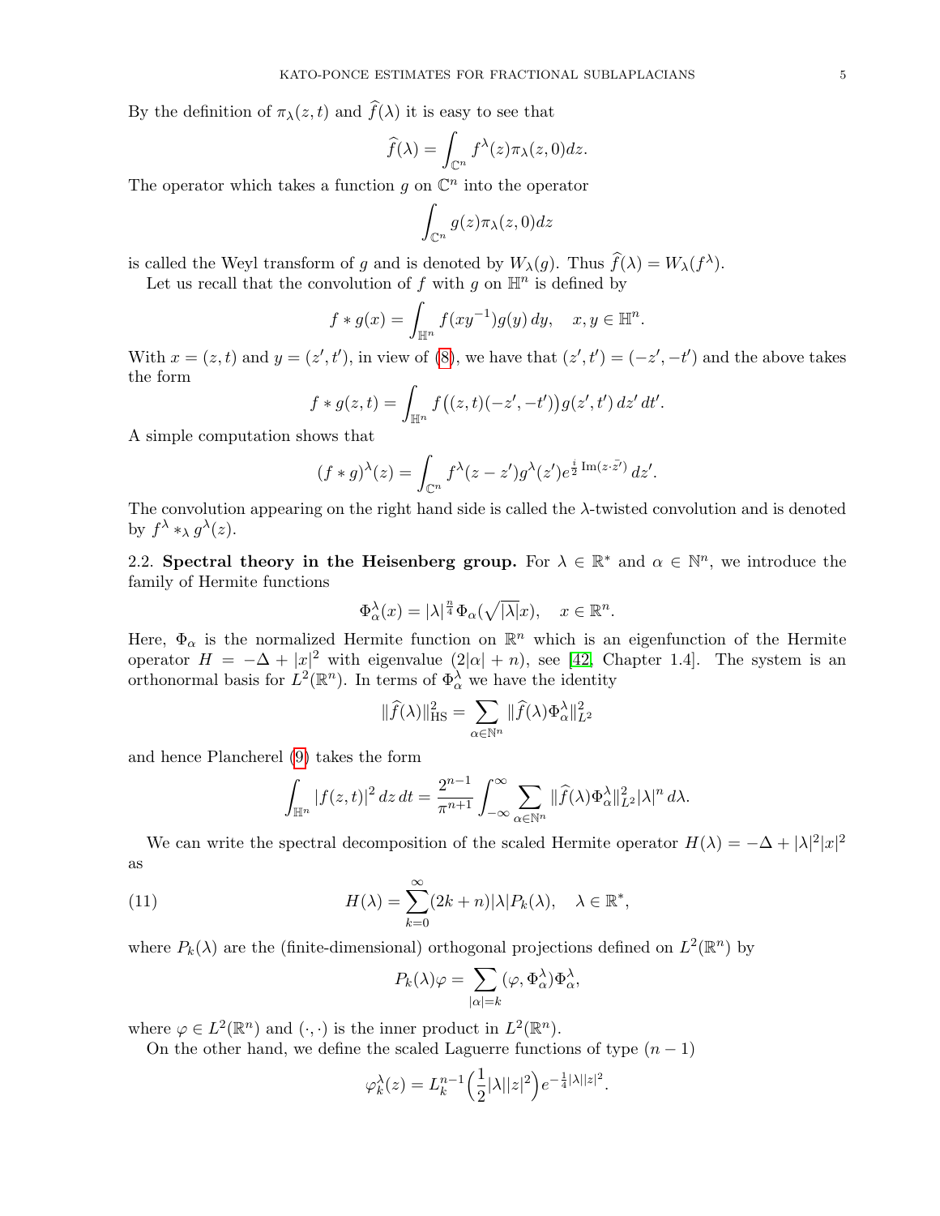By the definition of $\pi_\lambda(z,t)$ and $\widehat{f}(\lambda)$ it is easy to see that

$$\widehat{f}(\lambda) = \int_{\mathbb{C}^n} f^\lambda(z)\pi_\lambda(z,0)dz.$$

The operator which takes a function $g$ on $\mathbb{C}^n$ into the operator

$$\int_{\mathbb{C}^n} g(z)\pi_\lambda(z,0)dz$$

is called the Weyl transform of $g$ and is denoted by $W_\lambda(g)$. Thus $\widehat{f}(\lambda) = W_\lambda(f^\lambda)$.

Let us recall that the convolution of $f$ with $g$ on $\mathbb{H}^n$ is defined by

$$f * g(x) = \int_{\mathbb{H}^n} f(xy^{-1})g(y)\,dy, \quad x, y \in \mathbb{H}^n.$$

With $x = (z,t)$ and $y = (z',t')$, in view of (8), we have that $(z',t') = (-z',-t')$ and the above takes the form

$$f * g(z,t) = \int_{\mathbb{H}^n} f\big((z,t)(-z',-t')\big)g(z',t')\,dz'\,dt'.$$

A simple computation shows that

$$(f * g)^\lambda(z) = \int_{\mathbb{C}^n} f^\lambda(z-z')g^\lambda(z')e^{\frac{i}{2}\operatorname{Im}(z\cdot\bar{z}')}\,dz'.$$

The convolution appearing on the right hand side is called the $\lambda$-twisted convolution and is denoted by $f^\lambda *_\lambda g^\lambda(z)$.

**2.2. Spectral theory in the Heisenberg group.** For $\lambda \in \mathbb{R}^*$ and $\alpha \in \mathbb{N}^n$, we introduce the family of Hermite functions

$$\Phi_\alpha^\lambda(x) = |\lambda|^{\frac{n}{4}}\Phi_\alpha(\sqrt{|\lambda|}x), \quad x \in \mathbb{R}^n.$$

Here, $\Phi_\alpha$ is the normalized Hermite function on $\mathbb{R}^n$ which is an eigenfunction of the Hermite operator $H = -\Delta + |x|^2$ with eigenvalue $(2|\alpha| + n)$, see [42, Chapter 1.4]. The system is an orthonormal basis for $L^2(\mathbb{R}^n)$. In terms of $\Phi_\alpha^\lambda$ we have the identity

$$\|\widehat{f}(\lambda)\|_{\mathrm{HS}}^2 = \sum_{\alpha\in\mathbb{N}^n} \|\widehat{f}(\lambda)\Phi_\alpha^\lambda\|_{L^2}^2$$

and hence Plancherel (9) takes the form

$$\int_{\mathbb{H}^n} |f(z,t)|^2\,dz\,dt = \frac{2^{n-1}}{\pi^{n+1}}\int_{-\infty}^{\infty} \sum_{\alpha\in\mathbb{N}^n} \|\widehat{f}(\lambda)\Phi_\alpha^\lambda\|_{L^2}^2|\lambda|^n\,d\lambda.$$

We can write the spectral decomposition of the scaled Hermite operator $H(\lambda) = -\Delta + |\lambda|^2|x|^2$ as

$$H(\lambda) = \sum_{k=0}^{\infty}(2k+n)|\lambda|P_k(\lambda), \quad \lambda \in \mathbb{R}^*, \tag{11}$$

where $P_k(\lambda)$ are the (finite-dimensional) orthogonal projections defined on $L^2(\mathbb{R}^n)$ by

$$P_k(\lambda)\varphi = \sum_{|\alpha|=k}(\varphi, \Phi_\alpha^\lambda)\Phi_\alpha^\lambda,$$

where $\varphi \in L^2(\mathbb{R}^n)$ and $(\cdot,\cdot)$ is the inner product in $L^2(\mathbb{R}^n)$.

On the other hand, we define the scaled Laguerre functions of type $(n-1)$

$$\varphi_k^\lambda(z) = L_k^{n-1}\Big(\frac{1}{2}|\lambda||z|^2\Big)e^{-\frac{1}{4}|\lambda||z|^2}.$$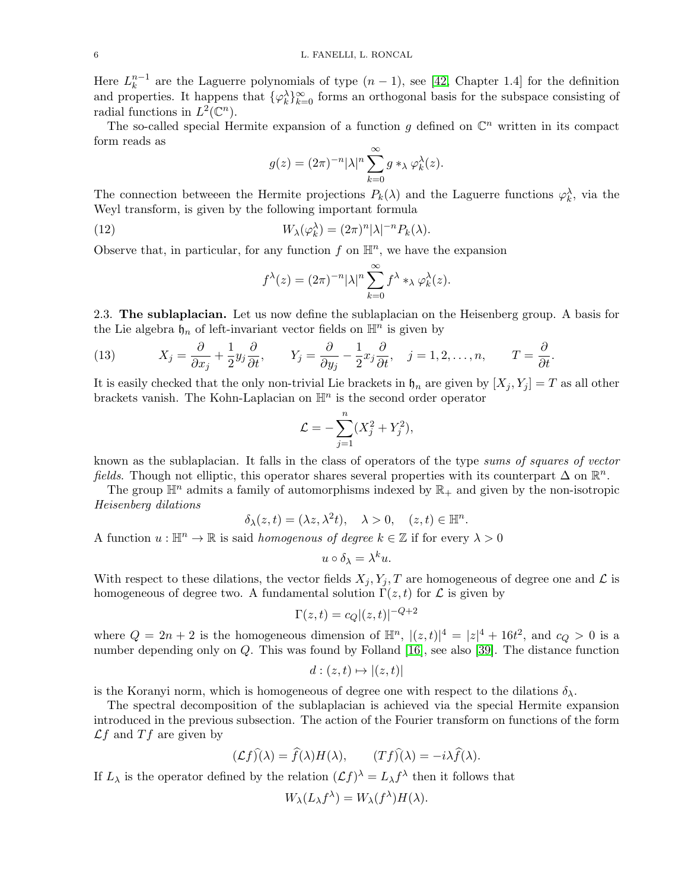Here $L_k^{n-1}$ are the Laguerre polynomials of type $(n-1)$, see [42, Chapter 1.4] for the definition and properties. It happens that $\{\varphi_k^\lambda\}_{k=0}^\infty$ forms an orthogonal basis for the subspace consisting of radial functions in $L^2(\mathbb{C}^n)$.

The so-called special Hermite expansion of a function $g$ defined on $\mathbb{C}^n$ written in its compact form reads as

$$g(z) = (2\pi)^{-n}|\lambda|^n \sum_{k=0}^{\infty} g *_\lambda \varphi_k^\lambda(z).$$

The connection betweeen the Hermite projections $P_k(\lambda)$ and the Laguerre functions $\varphi_k^\lambda$, via the Weyl transform, is given by the following important formula

$$W_\lambda(\varphi_k^\lambda) = (2\pi)^n |\lambda|^{-n} P_k(\lambda). \tag{12}$$

Observe that, in particular, for any function $f$ on $\mathbb{H}^n$, we have the expansion

$$f^\lambda(z) = (2\pi)^{-n}|\lambda|^n \sum_{k=0}^{\infty} f^\lambda *_\lambda \varphi_k^\lambda(z).$$

2.3. **The sublaplacian.** Let us now define the sublaplacian on the Heisenberg group. A basis for the Lie algebra $\mathfrak{h}_n$ of left-invariant vector fields on $\mathbb{H}^n$ is given by

$$X_j = \frac{\partial}{\partial x_j} + \frac{1}{2} y_j \frac{\partial}{\partial t}, \qquad Y_j = \frac{\partial}{\partial y_j} - \frac{1}{2} x_j \frac{\partial}{\partial t}, \quad j = 1, 2, \ldots, n, \qquad T = \frac{\partial}{\partial t}. \tag{13}$$

It is easily checked that the only non-trivial Lie brackets in $\mathfrak{h}_n$ are given by $[X_j, Y_j] = T$ as all other brackets vanish. The Kohn-Laplacian on $\mathbb{H}^n$ is the second order operator

$$\mathcal{L} = -\sum_{j=1}^{n} (X_j^2 + Y_j^2),$$

known as the sublaplacian. It falls in the class of operators of the type *sums of squares of vector fields*. Though not elliptic, this operator shares several properties with its counterpart $\Delta$ on $\mathbb{R}^n$.

The group $\mathbb{H}^n$ admits a family of automorphisms indexed by $\mathbb{R}_+$ and given by the non-isotropic *Heisenberg dilations*

$$\delta_\lambda(z, t) = (\lambda z, \lambda^2 t), \quad \lambda > 0, \quad (z, t) \in \mathbb{H}^n.$$

A function $u : \mathbb{H}^n \to \mathbb{R}$ is said *homogenous of degree* $k \in \mathbb{Z}$ if for every $\lambda > 0$

$$u \circ \delta_\lambda = \lambda^k u.$$

With respect to these dilations, the vector fields $X_j, Y_j, T$ are homogeneous of degree one and $\mathcal{L}$ is homogeneous of degree two. A fundamental solution $\Gamma(z, t)$ for $\mathcal{L}$ is given by

$$\Gamma(z, t) = c_Q |(z, t)|^{-Q+2}$$

where $Q = 2n + 2$ is the homogeneous dimension of $\mathbb{H}^n$, $|(z, t)|^4 = |z|^4 + 16t^2$, and $c_Q > 0$ is a number depending only on $Q$. This was found by Folland [16], see also [39]. The distance function

$$d : (z, t) \mapsto |(z, t)|$$

is the Koranyi norm, which is homogeneous of degree one with respect to the dilations $\delta_\lambda$.

The spectral decomposition of the sublaplacian is achieved via the special Hermite expansion introduced in the previous subsection. The action of the Fourier transform on functions of the form $\mathcal{L}f$ and $Tf$ are given by

$$(\mathcal{L}f)\widehat{}(\lambda) = \widehat{f}(\lambda) H(\lambda), \qquad (Tf)\widehat{}(\lambda) = -i\lambda \widehat{f}(\lambda).$$

If $L_\lambda$ is the operator defined by the relation $(\mathcal{L}f)^\lambda = L_\lambda f^\lambda$ then it follows that

$$W_\lambda(L_\lambda f^\lambda) = W_\lambda(f^\lambda) H(\lambda).$$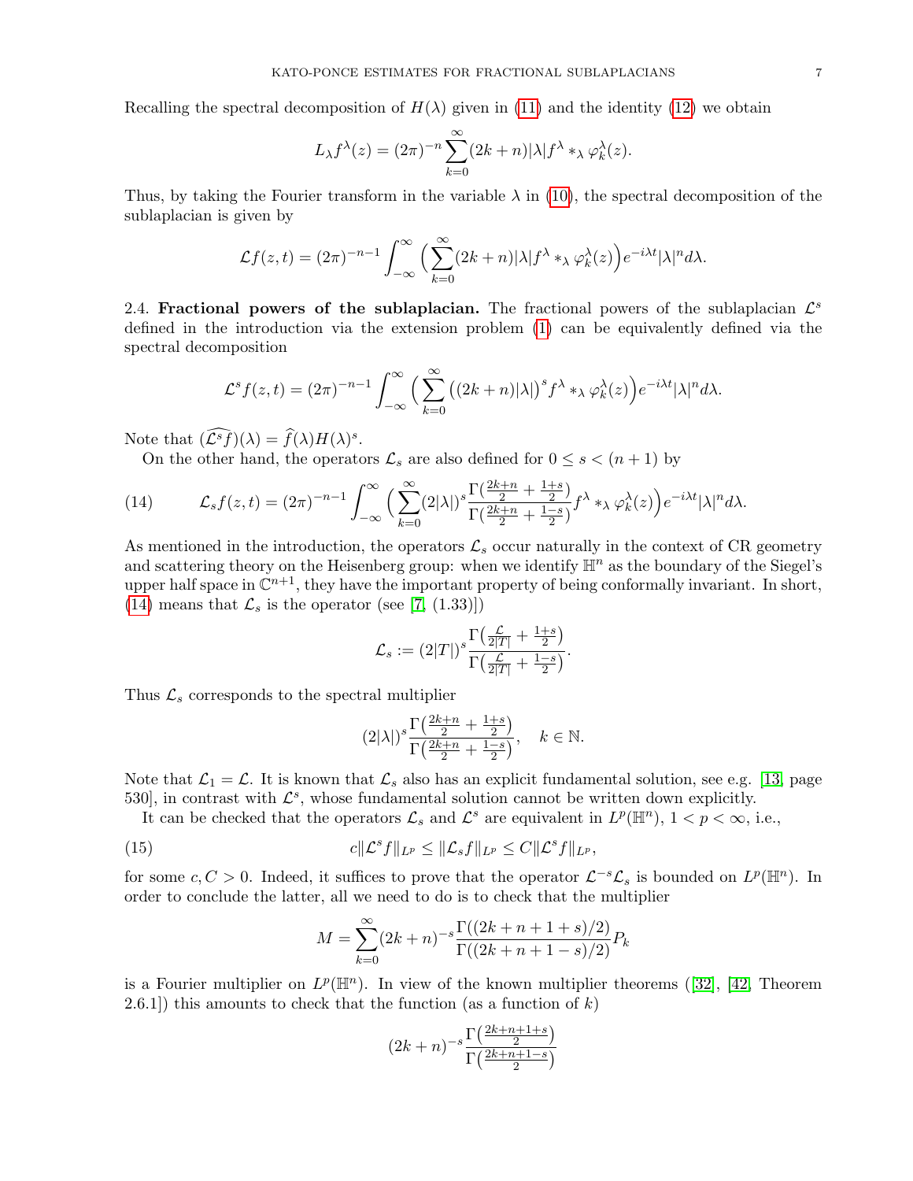Recalling the spectral decomposition of $H(\lambda)$ given in (11) and the identity (12) we obtain

$$L_\lambda f^\lambda(z) = (2\pi)^{-n} \sum_{k=0}^{\infty} (2k+n)|\lambda| f^\lambda *_\lambda \varphi_k^\lambda(z).$$

Thus, by taking the Fourier transform in the variable $\lambda$ in (10), the spectral decomposition of the sublaplacian is given by

$$\mathcal{L}f(z,t) = (2\pi)^{-n-1} \int_{-\infty}^{\infty} \Big( \sum_{k=0}^{\infty} (2k+n)|\lambda| f^\lambda *_\lambda \varphi_k^\lambda(z) \Big) e^{-i\lambda t} |\lambda|^n d\lambda.$$

2.4. **Fractional powers of the sublaplacian.** The fractional powers of the sublaplacian $\mathcal{L}^s$ defined in the introduction via the extension problem (1) can be equivalently defined via the spectral decomposition

$$\mathcal{L}^s f(z,t) = (2\pi)^{-n-1} \int_{-\infty}^{\infty} \Big( \sum_{k=0}^{\infty} \big((2k+n)|\lambda|\big)^s f^\lambda *_\lambda \varphi_k^\lambda(z) \Big) e^{-i\lambda t} |\lambda|^n d\lambda.$$

Note that $(\widehat{\mathcal{L}^s f})(\lambda) = \widehat{f}(\lambda) H(\lambda)^s$.

On the other hand, the operators $\mathcal{L}_s$ are also defined for $0 \le s < (n+1)$ by

$$\mathcal{L}_s f(z,t) = (2\pi)^{-n-1} \int_{-\infty}^{\infty} \Big( \sum_{k=0}^{\infty} (2|\lambda|)^s \frac{\Gamma\big(\frac{2k+n}{2} + \frac{1+s}{2}\big)}{\Gamma\big(\frac{2k+n}{2} + \frac{1-s}{2}\big)} f^\lambda *_\lambda \varphi_k^\lambda(z) \Big) e^{-i\lambda t} |\lambda|^n d\lambda. \tag{14}$$

As mentioned in the introduction, the operators $\mathcal{L}_s$ occur naturally in the context of CR geometry and scattering theory on the Heisenberg group: when we identify $\mathbb{H}^n$ as the boundary of the Siegel's upper half space in $\mathbb{C}^{n+1}$, they have the important property of being conformally invariant. In short, (14) means that $\mathcal{L}_s$ is the operator (see [7, (1.33)])

$$\mathcal{L}_s := (2|T|)^s \frac{\Gamma\big(\frac{\mathcal{L}}{2|T|} + \frac{1+s}{2}\big)}{\Gamma\big(\frac{\mathcal{L}}{2|T|} + \frac{1-s}{2}\big)}.$$

Thus $\mathcal{L}_s$ corresponds to the spectral multiplier

$$(2|\lambda|)^s \frac{\Gamma\big(\frac{2k+n}{2} + \frac{1+s}{2}\big)}{\Gamma\big(\frac{2k+n}{2} + \frac{1-s}{2}\big)}, \quad k \in \mathbb{N}.$$

Note that $\mathcal{L}_1 = \mathcal{L}$. It is known that $\mathcal{L}_s$ also has an explicit fundamental solution, see e.g. [13, page 530], in contrast with $\mathcal{L}^s$, whose fundamental solution cannot be written down explicitly.

It can be checked that the operators $\mathcal{L}_s$ and $\mathcal{L}^s$ are equivalent in $L^p(\mathbb{H}^n)$, $1 < p < \infty$, i.e.,

$$c\|\mathcal{L}^s f\|_{L^p} \le \|\mathcal{L}_s f\|_{L^p} \le C\|\mathcal{L}^s f\|_{L^p}, \tag{15}$$

for some $c, C > 0$. Indeed, it suffices to prove that the operator $\mathcal{L}^{-s}\mathcal{L}_s$ is bounded on $L^p(\mathbb{H}^n)$. In order to conclude the latter, all we need to do is to check that the multiplier

$$M = \sum_{k=0}^{\infty} (2k+n)^{-s} \frac{\Gamma((2k+n+1+s)/2)}{\Gamma((2k+n+1-s)/2)} P_k$$

is a Fourier multiplier on $L^p(\mathbb{H}^n)$. In view of the known multiplier theorems ([32], [42, Theorem 2.6.1]) this amounts to check that the function (as a function of $k$)

$$(2k+n)^{-s} \frac{\Gamma\big(\frac{2k+n+1+s}{2}\big)}{\Gamma\big(\frac{2k+n+1-s}{2}\big)}$$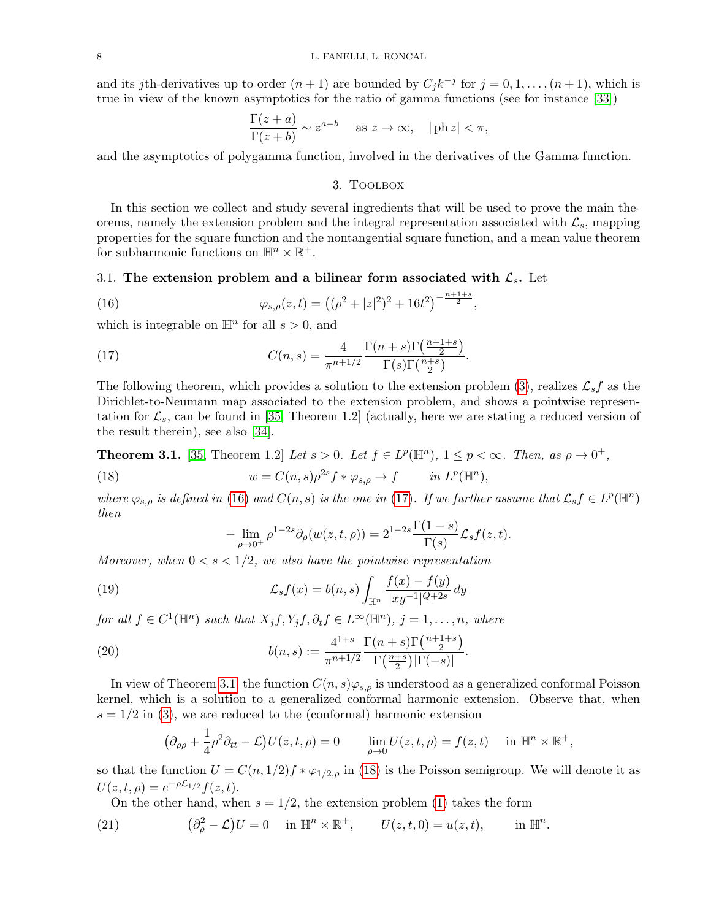and its $j$th-derivatives up to order $(n+1)$ are bounded by $C_j k^{-j}$ for $j = 0, 1, \dots, (n+1)$, which is true in view of the known asymptotics for the ratio of gamma functions (see for instance [33])

$$\frac{\Gamma(z+a)}{\Gamma(z+b)} \sim z^{a-b} \quad \text{as } z \to \infty, \quad |\operatorname{ph} z| < \pi,$$

and the asymptotics of polygamma function, involved in the derivatives of the Gamma function.

## 3. Toolbox

In this section we collect and study several ingredients that will be used to prove the main theorems, namely the extension problem and the integral representation associated with $\mathcal{L}_s$, mapping properties for the square function and the nontangential square function, and a mean value theorem for subharmonic functions on $\mathbb{H}^n \times \mathbb{R}^+$.

### 3.1. The extension problem and a bilinear form associated with $\mathcal{L}_s$.

Let

$$\varphi_{s,\rho}(z,t) = \big((\rho^2 + |z|^2)^2 + 16t^2\big)^{-\frac{n+1+s}{2}}, \tag{16}$$

which is integrable on $\mathbb{H}^n$ for all $s > 0$, and

$$C(n,s) = \frac{4}{\pi^{n+1/2}} \frac{\Gamma(n+s)\Gamma\big(\frac{n+1+s}{2}\big)}{\Gamma(s)\Gamma\big(\frac{n+s}{2}\big)}. \tag{17}$$

The following theorem, which provides a solution to the extension problem (3), realizes $\mathcal{L}_s f$ as the Dirichlet-to-Neumann map associated to the extension problem, and shows a pointwise representation for $\mathcal{L}_s$, can be found in [35, Theorem 1.2] (actually, here we are stating a reduced version of the result therein), see also [34].

**Theorem 3.1.** [35, Theorem 1.2] *Let $s > 0$. Let $f \in L^p(\mathbb{H}^n)$, $1 \le p < \infty$. Then, as $\rho \to 0^+$,*

$$w = C(n,s)\rho^{2s} f * \varphi_{s,\rho} \to f \qquad \text{in } L^p(\mathbb{H}^n), \tag{18}$$

*where $\varphi_{s,\rho}$ is defined in (16) and $C(n,s)$ is the one in (17). If we further assume that $\mathcal{L}_s f \in L^p(\mathbb{H}^n)$ then*

$$-\lim_{\rho \to 0^+} \rho^{1-2s} \partial_\rho (w(z,t,\rho)) = 2^{1-2s} \frac{\Gamma(1-s)}{\Gamma(s)} \mathcal{L}_s f(z,t).$$

*Moreover, when $0 < s < 1/2$, we also have the pointwise representation*

$$\mathcal{L}_s f(x) = b(n,s) \int_{\mathbb{H}^n} \frac{f(x) - f(y)}{|xy^{-1}|^{Q+2s}}\, dy \tag{19}$$

*for all $f \in C^1(\mathbb{H}^n)$ such that $X_j f, Y_j f, \partial_t f \in L^\infty(\mathbb{H}^n)$, $j = 1, \dots, n$, where*

$$b(n,s) := \frac{4^{1+s}}{\pi^{n+1/2}} \frac{\Gamma(n+s)\Gamma\big(\frac{n+1+s}{2}\big)}{\Gamma\big(\frac{n+s}{2}\big)|\Gamma(-s)|}. \tag{20}$$

In view of Theorem 3.1, the function $C(n,s)\varphi_{s,\rho}$ is understood as a generalized conformal Poisson kernel, which is a solution to a generalized conformal harmonic extension. Observe that, when $s = 1/2$ in (3), we are reduced to the (conformal) harmonic extension

$$\big(\partial_{\rho\rho} + \frac{1}{4}\rho^2 \partial_{tt} - \mathcal{L}\big) U(z,t,\rho) = 0 \qquad \lim_{\rho \to 0} U(z,t,\rho) = f(z,t) \quad \text{in } \mathbb{H}^n \times \mathbb{R}^+,$$

so that the function $U = C(n,1/2) f * \varphi_{1/2,\rho}$ in (18) is the Poisson semigroup. We will denote it as $U(z,t,\rho) = e^{-\rho \mathcal{L}_{1/2}} f(z,t)$.

On the other hand, when $s = 1/2$, the extension problem (1) takes the form

$$\big(\partial_\rho^2 - \mathcal{L}\big) U = 0 \quad \text{in } \mathbb{H}^n \times \mathbb{R}^+, \qquad U(z,t,0) = u(z,t), \qquad \text{in } \mathbb{H}^n. \tag{21}$$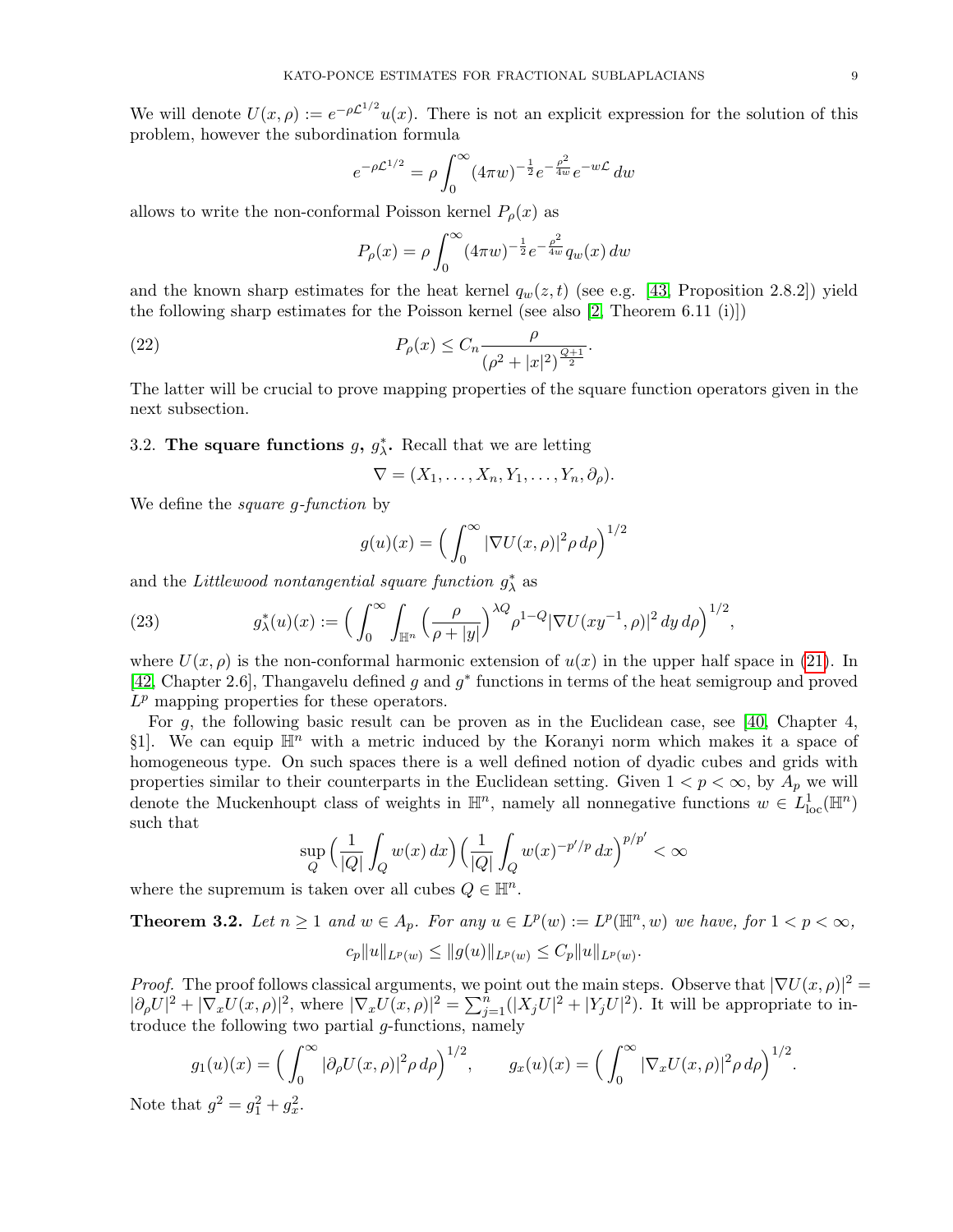We will denote $U(x,\rho) := e^{-\rho\mathcal{L}^{1/2}}u(x)$. There is not an explicit expression for the solution of this problem, however the subordination formula

$$e^{-\rho\mathcal{L}^{1/2}} = \rho\int_0^\infty (4\pi w)^{-\frac{1}{2}} e^{-\frac{\rho^2}{4w}} e^{-w\mathcal{L}}\,dw$$

allows to write the non-conformal Poisson kernel $P_\rho(x)$ as

$$P_\rho(x) = \rho\int_0^\infty (4\pi w)^{-\frac{1}{2}} e^{-\frac{\rho^2}{4w}} q_w(x)\,dw$$

and the known sharp estimates for the heat kernel $q_w(z,t)$ (see e.g. [43, Proposition 2.8.2]) yield the following sharp estimates for the Poisson kernel (see also [2, Theorem 6.11 (i)])

$$P_\rho(x) \le C_n \frac{\rho}{(\rho^2+|x|^2)^{\frac{Q+1}{2}}}. \tag{22}$$

The latter will be crucial to prove mapping properties of the square function operators given in the next subsection.

### 3.2. The square functions $g$, $g^*_\lambda$.

Recall that we are letting

$$\nabla = (X_1,\dots,X_n,Y_1,\dots,Y_n,\partial_\rho).$$

We define the *square g-function* by

$$g(u)(x) = \Big(\int_0^\infty |\nabla U(x,\rho)|^2\rho\,d\rho\Big)^{1/2}$$

and the *Littlewood nontangential square function* $g^*_\lambda$ as

$$g^*_\lambda(u)(x) := \Big(\int_0^\infty\int_{\mathbb{H}^n}\Big(\frac{\rho}{\rho+|y|}\Big)^{\lambda Q}\rho^{1-Q}|\nabla U(xy^{-1},\rho)|^2\,dy\,d\rho\Big)^{1/2}, \tag{23}$$

where $U(x,\rho)$ is the non-conformal harmonic extension of $u(x)$ in the upper half space in (21). In [42, Chapter 2.6], Thangavelu defined $g$ and $g^*$ functions in terms of the heat semigroup and proved $L^p$ mapping properties for these operators.

For $g$, the following basic result can be proven as in the Euclidean case, see [40, Chapter 4, §1]. We can equip $\mathbb{H}^n$ with a metric induced by the Koranyi norm which makes it a space of homogeneous type. On such spaces there is a well defined notion of dyadic cubes and grids with properties similar to their counterparts in the Euclidean setting. Given $1<p<\infty$, by $A_p$ we will denote the Muckenhoupt class of weights in $\mathbb{H}^n$, namely all nonnegative functions $w\in L^1_{\text{loc}}(\mathbb{H}^n)$ such that

$$\sup_Q\Big(\frac{1}{|Q|}\int_Q w(x)\,dx\Big)\Big(\frac{1}{|Q|}\int_Q w(x)^{-p'/p}\,dx\Big)^{p/p'}<\infty$$

where the supremum is taken over all cubes $Q\in\mathbb{H}^n$.

**Theorem 3.2.** *Let $n\ge 1$ and $w\in A_p$. For any $u\in L^p(w):=L^p(\mathbb{H}^n,w)$ we have, for $1<p<\infty$,*

$$c_p\|u\|_{L^p(w)}\le\|g(u)\|_{L^p(w)}\le C_p\|u\|_{L^p(w)}.$$

*Proof.* The proof follows classical arguments, we point out the main steps. Observe that $|\nabla U(x,\rho)|^2 = |\partial_\rho U|^2+|\nabla_x U(x,\rho)|^2$, where $|\nabla_x U(x,\rho)|^2=\sum_{j=1}^n(|X_jU|^2+|Y_jU|^2)$. It will be appropriate to introduce the following two partial $g$-functions, namely

$$g_1(u)(x) = \Big(\int_0^\infty|\partial_\rho U(x,\rho)|^2\rho\,d\rho\Big)^{1/2}, \qquad g_x(u)(x) = \Big(\int_0^\infty|\nabla_x U(x,\rho)|^2\rho\,d\rho\Big)^{1/2}.$$

Note that $g^2 = g_1^2+g_x^2$.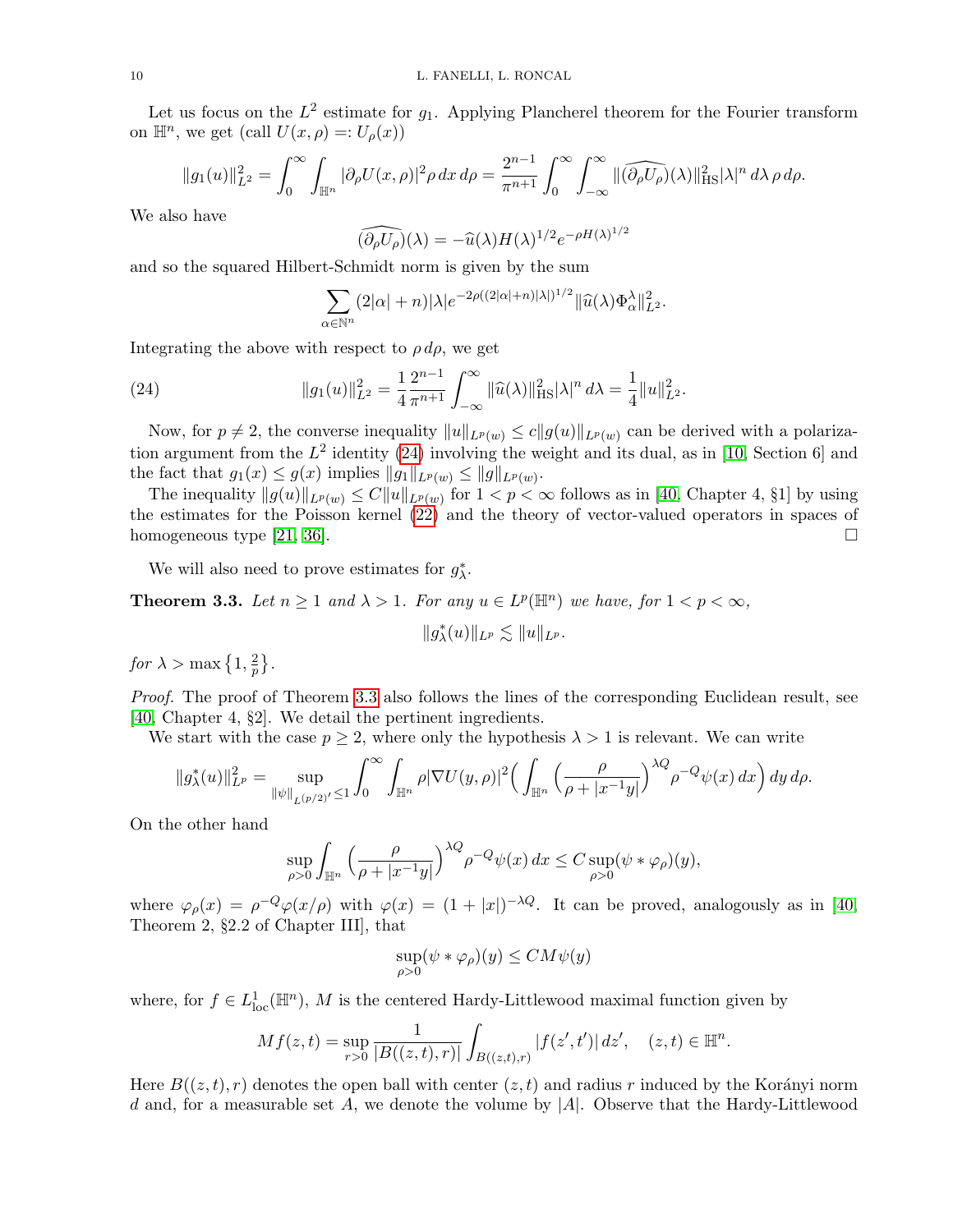Let us focus on the $L^2$ estimate for $g_1$. Applying Plancherel theorem for the Fourier transform on $\mathbb{H}^n$, we get (call $U(x,\rho) =: U_\rho(x)$)

$$\|g_1(u)\|_{L^2}^2 = \int_0^\infty \int_{\mathbb{H}^n} |\partial_\rho U(x,\rho)|^2 \rho \, dx\, d\rho = \frac{2^{n-1}}{\pi^{n+1}} \int_0^\infty \int_{-\infty}^\infty \|\widehat{(\partial_\rho U_\rho)}(\lambda)\|_{\mathrm{HS}}^2 |\lambda|^n \, d\lambda \, \rho \, d\rho.$$

We also have

$$\widehat{(\partial_\rho U_\rho)}(\lambda) = -\widehat{u}(\lambda) H(\lambda)^{1/2} e^{-\rho H(\lambda)^{1/2}}$$

and so the squared Hilbert-Schmidt norm is given by the sum

$$\sum_{\alpha \in \mathbb{N}^n} (2|\alpha|+n)|\lambda| e^{-2\rho((2|\alpha|+n)|\lambda|)^{1/2}} \|\widehat{u}(\lambda)\Phi_\alpha^\lambda\|_{L^2}^2.$$

Integrating the above with respect to $\rho \, d\rho$, we get

$$\|g_1(u)\|_{L^2}^2 = \frac{1}{4}\frac{2^{n-1}}{\pi^{n+1}} \int_{-\infty}^\infty \|\widehat{u}(\lambda)\|_{\mathrm{HS}}^2 |\lambda|^n \, d\lambda = \frac{1}{4}\|u\|_{L^2}^2. \tag{24}$$

Now, for $p \neq 2$, the converse inequality $\|u\|_{L^p(w)} \leq c\|g(u)\|_{L^p(w)}$ can be derived with a polarization argument from the $L^2$ identity (24) involving the weight and its dual, as in [10, Section 6] and the fact that $g_1(x) \leq g(x)$ implies $\|g_1\|_{L^p(w)} \leq \|g\|_{L^p(w)}$.

The inequality $\|g(u)\|_{L^p(w)} \leq C\|u\|_{L^p(w)}$ for $1 < p < \infty$ follows as in [40, Chapter 4, §1] by using the estimates for the Poisson kernel (22) and the theory of vector-valued operators in spaces of homogeneous type [21, 36]. $\square$

We will also need to prove estimates for $g_\lambda^*$.

**Theorem 3.3.** *Let $n \geq 1$ and $\lambda > 1$. For any $u \in L^p(\mathbb{H}^n)$ we have, for $1 < p < \infty$,*

$$\|g_\lambda^*(u)\|_{L^p} \lesssim \|u\|_{L^p}.$$

*for $\lambda > \max\{1, \frac{2}{p}\}$.*

*Proof.* The proof of Theorem 3.3 also follows the lines of the corresponding Euclidean result, see [40, Chapter 4, §2]. We detail the pertinent ingredients.

We start with the case $p \geq 2$, where only the hypothesis $\lambda > 1$ is relevant. We can write

$$\|g_\lambda^*(u)\|_{L^p}^2 = \sup_{\|\psi\|_{L^{(p/2)'}} \leq 1} \int_0^\infty \int_{\mathbb{H}^n} \rho |\nabla U(y,\rho)|^2 \Big( \int_{\mathbb{H}^n} \Big( \frac{\rho}{\rho + |x^{-1}y|}\Big)^{\lambda Q} \rho^{-Q} \psi(x)\, dx \Big)\, dy \, d\rho.$$

On the other hand

$$\sup_{\rho > 0} \int_{\mathbb{H}^n} \Big( \frac{\rho}{\rho + |x^{-1}y|}\Big)^{\lambda Q} \rho^{-Q}\psi(x)\, dx \leq C \sup_{\rho>0} (\psi * \varphi_\rho)(y),$$

where $\varphi_\rho(x) = \rho^{-Q}\varphi(x/\rho)$ with $\varphi(x) = (1+|x|)^{-\lambda Q}$. It can be proved, analogously as in [40, Theorem 2, §2.2 of Chapter III], that

$$\sup_{\rho>0} (\psi * \varphi_\rho)(y) \leq CM\psi(y)$$

where, for $f \in L^1_{\mathrm{loc}}(\mathbb{H}^n)$, $M$ is the centered Hardy-Littlewood maximal function given by

$$Mf(z,t) = \sup_{r>0} \frac{1}{|B((z,t),r)|} \int_{B((z,t),r)} |f(z',t')| \, dz', \quad (z,t) \in \mathbb{H}^n.$$

Here $B((z,t),r)$ denotes the open ball with center $(z,t)$ and radius $r$ induced by the Korányi norm $d$ and, for a measurable set $A$, we denote the volume by $|A|$. Observe that the Hardy-Littlewood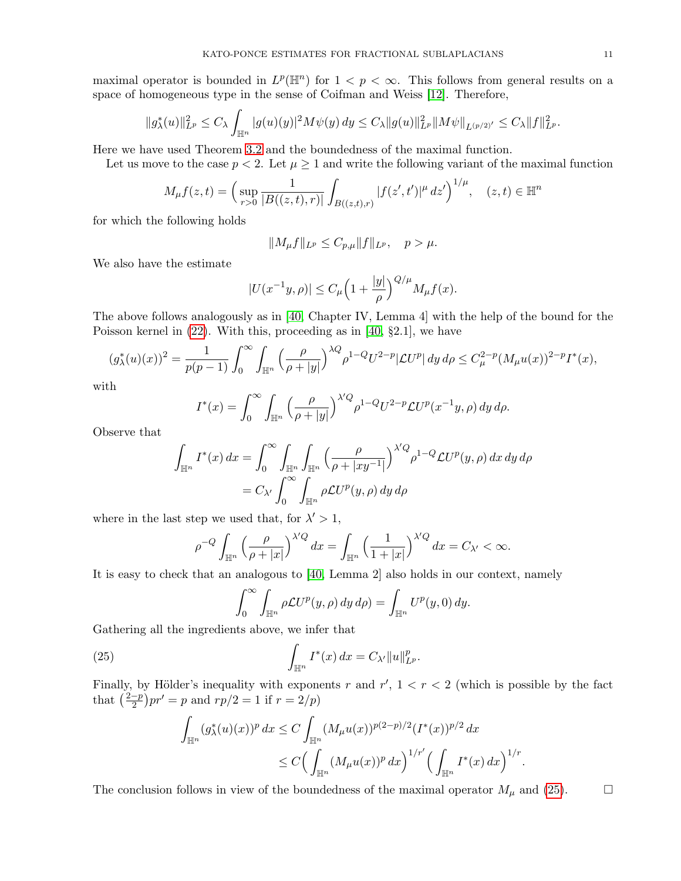maximal operator is bounded in $L^p(\mathbb{H}^n)$ for $1 < p < \infty$. This follows from general results on a space of homogeneous type in the sense of Coifman and Weiss [12]. Therefore,

$$\|g_\lambda^*(u)\|_{L^p}^2 \le C_\lambda \int_{\mathbb{H}^n} |g(u)(y)|^2 M\psi(y)\,dy \le C_\lambda \|g(u)\|_{L^p}^2 \|M\psi\|_{L^{(p/2)'}} \le C_\lambda \|f\|_{L^p}^2.$$

Here we have used Theorem 3.2 and the boundedness of the maximal function.

Let us move to the case $p < 2$. Let $\mu \ge 1$ and write the following variant of the maximal function

$$M_\mu f(z,t) = \Big( \sup_{r>0} \frac{1}{|B((z,t),r)|} \int_{B((z,t),r)} |f(z',t')|^\mu \,dz' \Big)^{1/\mu}, \quad (z,t) \in \mathbb{H}^n$$

for which the following holds

$$\|M_\mu f\|_{L^p} \le C_{p,\mu} \|f\|_{L^p}, \quad p > \mu.$$

We also have the estimate

$$|U(x^{-1}y,\rho)| \le C_\mu \Big(1 + \frac{|y|}{\rho}\Big)^{Q/\mu} M_\mu f(x).$$

The above follows analogously as in [40, Chapter IV, Lemma 4] with the help of the bound for the Poisson kernel in (22). With this, proceeding as in [40, §2.1], we have

$$(g_\lambda^*(u)(x))^2 = \frac{1}{p(p-1)} \int_0^\infty \int_{\mathbb{H}^n} \Big(\frac{\rho}{\rho + |y|}\Big)^{\lambda Q} \rho^{1-Q} U^{2-p} |\mathcal{L}U^p| \,dy\,d\rho \le C_\mu^{2-p} (M_\mu u(x))^{2-p} I^*(x),$$

with

$$I^*(x) = \int_0^\infty \int_{\mathbb{H}^n} \Big(\frac{\rho}{\rho + |y|}\Big)^{\lambda' Q} \rho^{1-Q} U^{2-p} \mathcal{L}U^p(x^{-1}y,\rho)\,dy\,d\rho.$$

Observe that

$$\begin{aligned}
\int_{\mathbb{H}^n} I^*(x)\,dx &= \int_0^\infty \int_{\mathbb{H}^n} \int_{\mathbb{H}^n} \Big(\frac{\rho}{\rho + |xy^{-1}|}\Big)^{\lambda' Q} \rho^{1-Q} \mathcal{L}U^p(y,\rho)\,dx\,dy\,d\rho \\
&= C_{\lambda'} \int_0^\infty \int_{\mathbb{H}^n} \rho \mathcal{L}U^p(y,\rho)\,dy\,d\rho
\end{aligned}$$

where in the last step we used that, for $\lambda' > 1$,

$$\rho^{-Q} \int_{\mathbb{H}^n} \Big(\frac{\rho}{\rho + |x|}\Big)^{\lambda' Q} dx = \int_{\mathbb{H}^n} \Big(\frac{1}{1 + |x|}\Big)^{\lambda' Q} dx = C_{\lambda'} < \infty.$$

It is easy to check that an analogous to [40, Lemma 2] also holds in our context, namely

$$\int_0^\infty \int_{\mathbb{H}^n} \rho \mathcal{L}U^p(y,\rho)\,dy\,d\rho) = \int_{\mathbb{H}^n} U^p(y,0)\,dy.$$

Gathering all the ingredients above, we infer that

$$\int_{\mathbb{H}^n} I^*(x)\,dx = C_{\lambda'} \|u\|_{L^p}^p. \tag{25}$$

Finally, by Hölder's inequality with exponents $r$ and $r'$, $1 < r < 2$ (which is possible by the fact that $\big(\frac{2-p}{2}\big)pr' = p$ and $rp/2 = 1$ if $r = 2/p$)

$$\begin{aligned}
\int_{\mathbb{H}^n} (g_\lambda^*(u)(x))^p\,dx &\le C \int_{\mathbb{H}^n} (M_\mu u(x))^{p(2-p)/2} (I^*(x))^{p/2}\,dx \\
&\le C \Big( \int_{\mathbb{H}^n} (M_\mu u(x))^p\,dx \Big)^{1/r'} \Big( \int_{\mathbb{H}^n} I^*(x)\,dx \Big)^{1/r}.
\end{aligned}$$

The conclusion follows in view of the boundedness of the maximal operator $M_\mu$ and (25). $\square$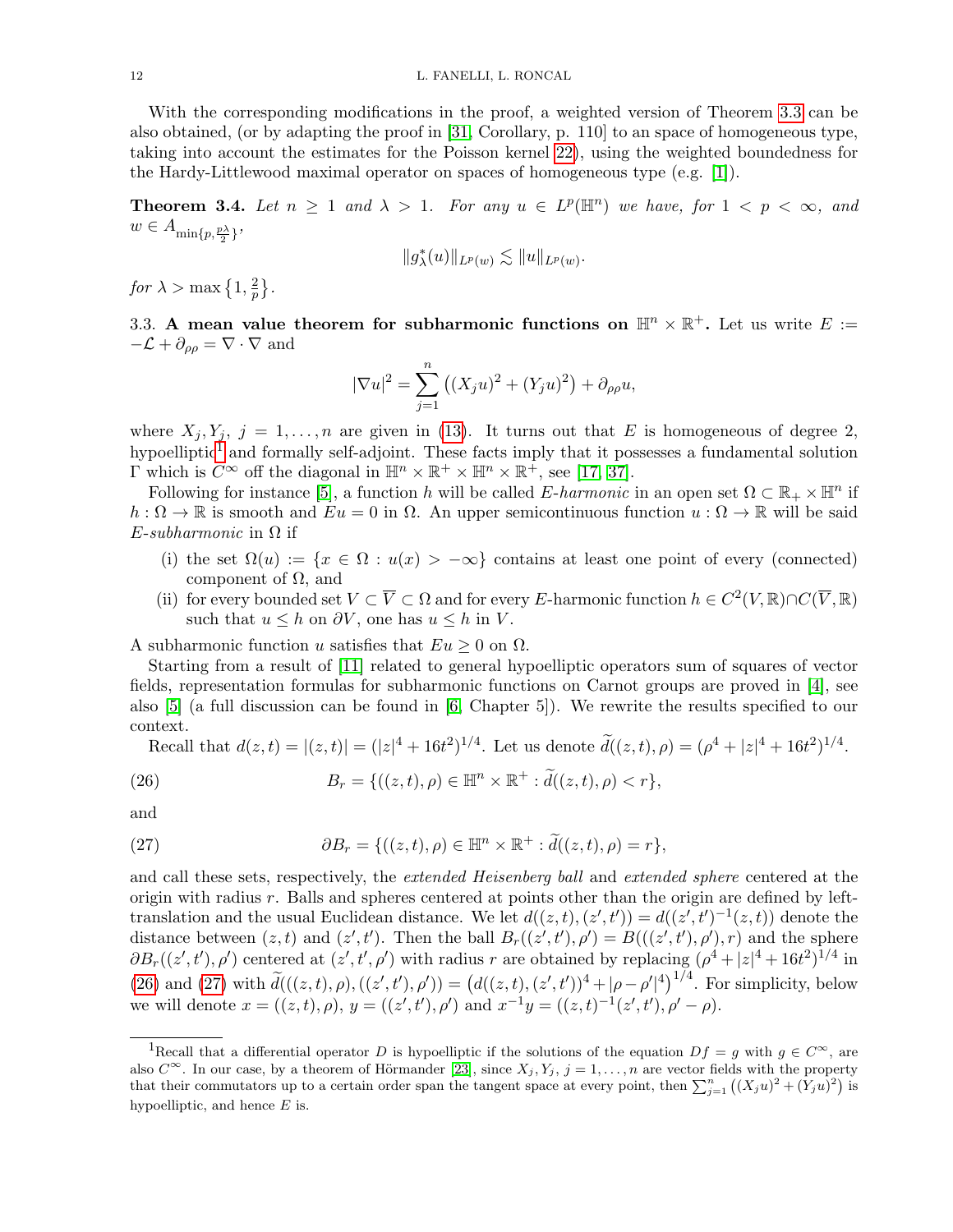With the corresponding modifications in the proof, a weighted version of Theorem 3.3 can be also obtained, (or by adapting the proof in [31, Corollary, p. 110] to an space of homogeneous type, taking into account the estimates for the Poisson kernel 22), using the weighted boundedness for the Hardy-Littlewood maximal operator on spaces of homogeneous type (e.g. [1]).

**Theorem 3.4.** *Let $n \geq 1$ and $\lambda > 1$. For any $u \in L^p(\mathbb{H}^n)$ we have, for $1 < p < \infty$, and $w \in A_{\min\{p, \frac{p\lambda}{2}\}}$,*

$$\|g_\lambda^*(u)\|_{L^p(w)} \lesssim \|u\|_{L^p(w)}.$$

*for $\lambda > \max\{1, \frac{2}{p}\}$.*

3.3. **A mean value theorem for subharmonic functions on $\mathbb{H}^n \times \mathbb{R}^+$.** Let us write $E := -\mathcal{L} + \partial_{\rho\rho} = \nabla \cdot \nabla$ and

$$|\nabla u|^2 = \sum_{j=1}^n \left((X_j u)^2 + (Y_j u)^2\right) + \partial_{\rho\rho} u,$$

where $X_j, Y_j$, $j = 1, \dots, n$ are given in (13). It turns out that $E$ is homogeneous of degree 2, hypoelliptic[1] and formally self-adjoint. These facts imply that it possesses a fundamental solution $\Gamma$ which is $C^\infty$ off the diagonal in $\mathbb{H}^n \times \mathbb{R}^+ \times \mathbb{H}^n \times \mathbb{R}^+$, see [17, 37].

Following for instance [5], a function $h$ will be called *$E$-harmonic* in an open set $\Omega \subset \mathbb{R}_+ \times \mathbb{H}^n$ if $h : \Omega \to \mathbb{R}$ is smooth and $Eu = 0$ in $\Omega$. An upper semicontinuous function $u : \Omega \to \mathbb{R}$ will be said *$E$-subharmonic* in $\Omega$ if

(i) the set $\Omega(u) := \{x \in \Omega : u(x) > -\infty\}$ contains at least one point of every (connected) component of $\Omega$, and

(ii) for every bounded set $V \subset \overline{V} \subset \Omega$ and for every $E$-harmonic function $h \in C^2(V, \mathbb{R}) \cap C(\overline{V}, \mathbb{R})$ such that $u \leq h$ on $\partial V$, one has $u \leq h$ in $V$.

A subharmonic function $u$ satisfies that $Eu \geq 0$ on $\Omega$.

Starting from a result of [11] related to general hypoelliptic operators sum of squares of vector fields, representation formulas for subharmonic functions on Carnot groups are proved in [4], see also [5] (a full discussion can be found in [6, Chapter 5]). We rewrite the results specified to our context.

Recall that $d(z,t) = |(z,t)| = (|z|^4 + 16t^2)^{1/4}$. Let us denote $\widetilde{d}((z,t),\rho) = (\rho^4 + |z|^4 + 16t^2)^{1/4}$.

$$B_r = \{((z,t),\rho) \in \mathbb{H}^n \times \mathbb{R}^+ : \widetilde{d}((z,t),\rho) < r\}, \tag{26}$$

and

$$\partial B_r = \{((z,t),\rho) \in \mathbb{H}^n \times \mathbb{R}^+ : \widetilde{d}((z,t),\rho) = r\}, \tag{27}$$

and call these sets, respectively, the *extended Heisenberg ball* and *extended sphere* centered at the origin with radius $r$. Balls and spheres centered at points other than the origin are defined by left-translation and the usual Euclidean distance. We let $d((z,t),(z',t')) = d((z',t')^{-1}(z,t))$ denote the distance between $(z,t)$ and $(z',t')$. Then the ball $B_r((z',t'),\rho') = B(((z',t'),\rho'), r)$ and the sphere $\partial B_r((z',t'),\rho')$ centered at $(z',t',\rho')$ with radius $r$ are obtained by replacing $(\rho^4 + |z|^4 + 16t^2)^{1/4}$ in (26) and (27) with $\widetilde{d}(((z,t),\rho),((z',t'),\rho')) = \left(d((z,t),(z',t'))^4 + |\rho - \rho'|^4\right)^{1/4}$. For simplicity, below we will denote $x = ((z,t),\rho)$, $y = ((z',t'),\rho')$ and $x^{-1}y = ((z,t)^{-1}(z',t'),\rho' - \rho)$.

---

[1] Recall that a differential operator $D$ is hypoelliptic if the solutions of the equation $Df = g$ with $g \in C^\infty$, are also $C^\infty$. In our case, by a theorem of Hörmander [23], since $X_j, Y_j$, $j = 1, \dots, n$ are vector fields with the property that their commutators up to a certain order span the tangent space at every point, then $\sum_{j=1}^n \left((X_j u)^2 + (Y_j u)^2\right)$ is hypoelliptic, and hence $E$ is.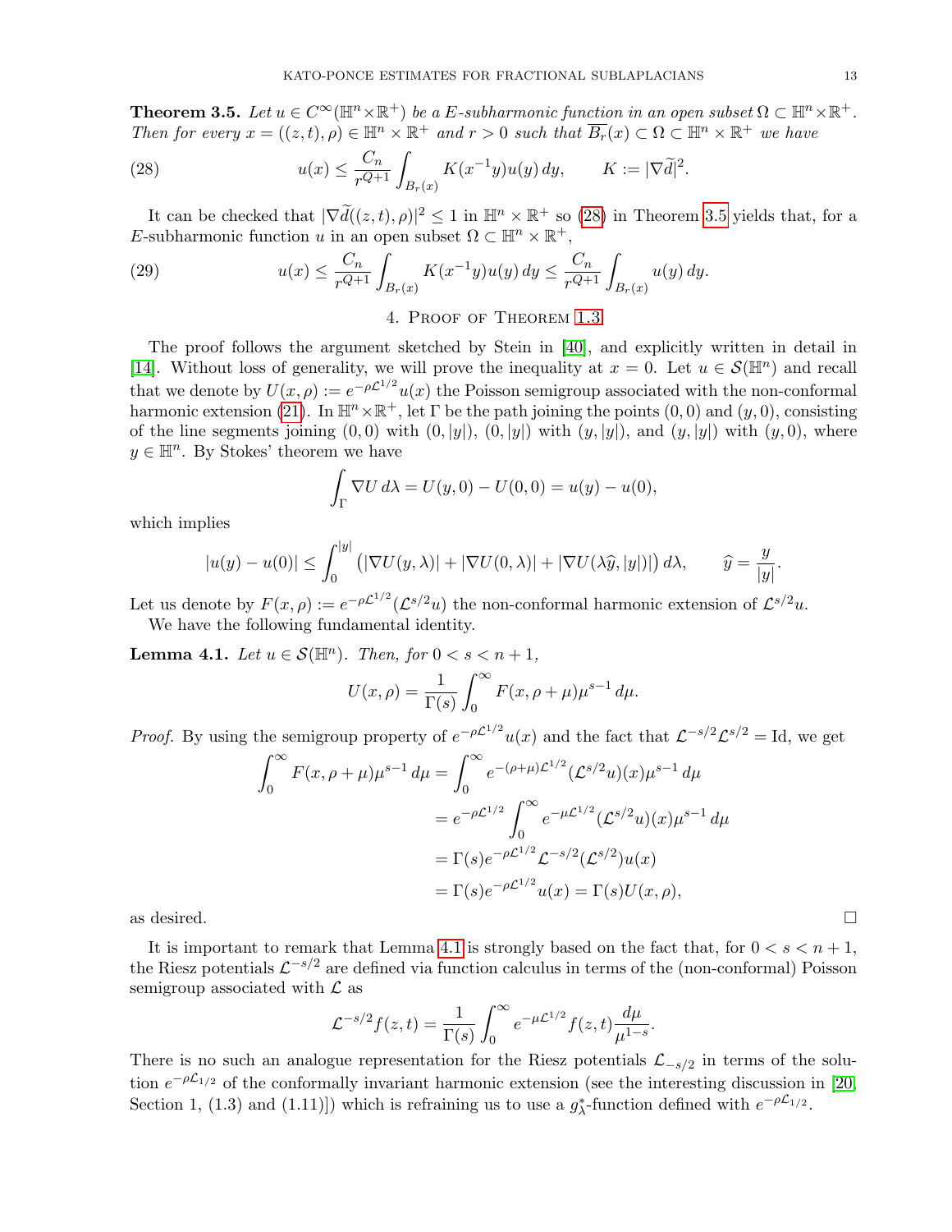**Theorem 3.5.** *Let $u \in C^\infty(\mathbb{H}^n \times \mathbb{R}^+)$ be a E-subharmonic function in an open subset $\Omega \subset \mathbb{H}^n \times \mathbb{R}^+$. Then for every $x = ((z,t),\rho) \in \mathbb{H}^n \times \mathbb{R}^+$ and $r > 0$ such that $\overline{B_r}(x) \subset \Omega \subset \mathbb{H}^n \times \mathbb{R}^+$ we have*

$$u(x) \leq \frac{C_n}{r^{Q+1}} \int_{B_r(x)} K(x^{-1}y) u(y)\, dy, \qquad K := |\nabla \widetilde{d}|^2. \tag{28}$$

It can be checked that $|\nabla \widetilde{d}((z,t),\rho)|^2 \leq 1$ in $\mathbb{H}^n \times \mathbb{R}^+$ so (28) in Theorem 3.5 yields that, for a $E$-subharmonic function $u$ in an open subset $\Omega \subset \mathbb{H}^n \times \mathbb{R}^+$,

$$u(x) \leq \frac{C_n}{r^{Q+1}} \int_{B_r(x)} K(x^{-1}y) u(y)\, dy \leq \frac{C_n}{r^{Q+1}} \int_{B_r(x)} u(y)\, dy. \tag{29}$$

## 4. Proof of Theorem 1.3

The proof follows the argument sketched by Stein in [40], and explicitly written in detail in [14]. Without loss of generality, we will prove the inequality at $x = 0$. Let $u \in \mathcal{S}(\mathbb{H}^n)$ and recall that we denote by $U(x,\rho) := e^{-\rho \mathcal{L}^{1/2}} u(x)$ the Poisson semigroup associated with the non-conformal harmonic extension (21). In $\mathbb{H}^n \times \mathbb{R}^+$, let $\Gamma$ be the path joining the points $(0,0)$ and $(y,0)$, consisting of the line segments joining $(0,0)$ with $(0,|y|)$, $(0,|y|)$ with $(y,|y|)$, and $(y,|y|)$ with $(y,0)$, where $y \in \mathbb{H}^n$. By Stokes' theorem we have

$$\int_\Gamma \nabla U\, d\lambda = U(y,0) - U(0,0) = u(y) - u(0),$$

which implies

$$|u(y) - u(0)| \leq \int_0^{|y|} \big( |\nabla U(y,\lambda)| + |\nabla U(0,\lambda)| + |\nabla U(\lambda \widehat{y}, |y|)| \big)\, d\lambda, \qquad \widehat{y} = \frac{y}{|y|}.$$

Let us denote by $F(x,\rho) := e^{-\rho \mathcal{L}^{1/2}}(\mathcal{L}^{s/2} u)$ the non-conformal harmonic extension of $\mathcal{L}^{s/2} u$.

We have the following fundamental identity.

**Lemma 4.1.** *Let $u \in \mathcal{S}(\mathbb{H}^n)$. Then, for $0 < s < n+1$,*

$$U(x,\rho) = \frac{1}{\Gamma(s)} \int_0^\infty F(x, \rho + \mu) \mu^{s-1}\, d\mu.$$

*Proof.* By using the semigroup property of $e^{-\rho \mathcal{L}^{1/2}} u(x)$ and the fact that $\mathcal{L}^{-s/2} \mathcal{L}^{s/2} = \mathrm{Id}$, we get

$$\begin{aligned}
\int_0^\infty F(x,\rho+\mu)\mu^{s-1}\, d\mu &= \int_0^\infty e^{-(\rho+\mu)\mathcal{L}^{1/2}} (\mathcal{L}^{s/2} u)(x) \mu^{s-1}\, d\mu \\
&= e^{-\rho \mathcal{L}^{1/2}} \int_0^\infty e^{-\mu \mathcal{L}^{1/2}} (\mathcal{L}^{s/2} u)(x) \mu^{s-1}\, d\mu \\
&= \Gamma(s) e^{-\rho \mathcal{L}^{1/2}} \mathcal{L}^{-s/2} (\mathcal{L}^{s/2}) u(x) \\
&= \Gamma(s) e^{-\rho \mathcal{L}^{1/2}} u(x) = \Gamma(s) U(x,\rho),
\end{aligned}$$

as desired. $\square$

It is important to remark that Lemma 4.1 is strongly based on the fact that, for $0 < s < n+1$, the Riesz potentials $\mathcal{L}^{-s/2}$ are defined via function calculus in terms of the (non-conformal) Poisson semigroup associated with $\mathcal{L}$ as

$$\mathcal{L}^{-s/2} f(z,t) = \frac{1}{\Gamma(s)} \int_0^\infty e^{-\mu \mathcal{L}^{1/2}} f(z,t) \frac{d\mu}{\mu^{1-s}}.$$

There is no such an analogue representation for the Riesz potentials $\mathcal{L}_{-s/2}$ in terms of the solution $e^{-\rho \mathcal{L}_{1/2}}$ of the conformally invariant harmonic extension (see the interesting discussion in [20, Section 1, (1.3) and (1.11)]) which is refraining us to use a $g^*_\lambda$-function defined with $e^{-\rho \mathcal{L}_{1/2}}$.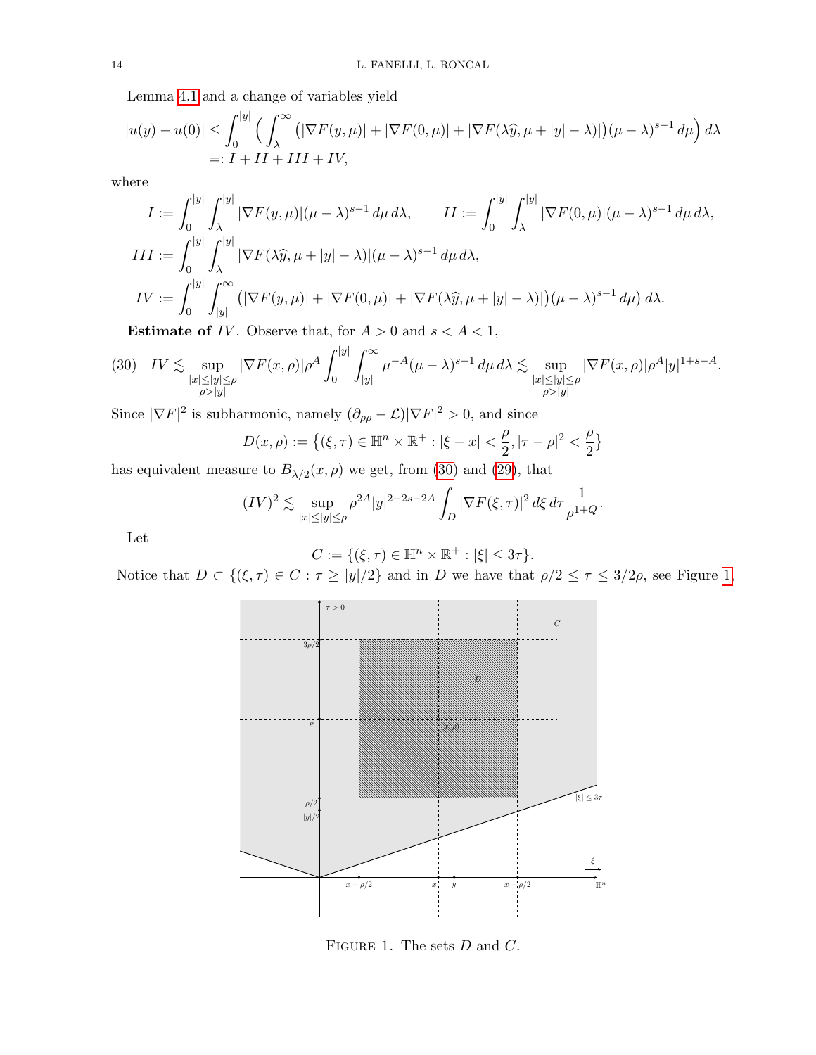Lemma 4.1 and a change of variables yield

$$
\begin{aligned}
|u(y)-u(0)| &\le \int_0^{|y|}\Big(\int_\lambda^\infty \big(|\nabla F(y,\mu)|+|\nabla F(0,\mu)|+|\nabla F(\lambda\widehat{y},\mu+|y|-\lambda)|\big)(\mu-\lambda)^{s-1}\,d\mu\Big)\,d\lambda\\
&=: I+II+III+IV,
\end{aligned}
$$

where

$$
I:=\int_0^{|y|}\int_\lambda^{|y|}|\nabla F(y,\mu)|(\mu-\lambda)^{s-1}\,d\mu\,d\lambda,\qquad II:=\int_0^{|y|}\int_\lambda^{|y|}|\nabla F(0,\mu)|(\mu-\lambda)^{s-1}\,d\mu\,d\lambda,
$$

$$
III:=\int_0^{|y|}\int_\lambda^{|y|}|\nabla F(\lambda\widehat{y},\mu+|y|-\lambda)|(\mu-\lambda)^{s-1}\,d\mu\,d\lambda,
$$

$$
IV:=\int_0^{|y|}\int_{|y|}^{\infty}\big(|\nabla F(y,\mu)|+|\nabla F(0,\mu)|+|\nabla F(\lambda\widehat{y},\mu+|y|-\lambda)|\big)(\mu-\lambda)^{s-1}\,d\mu\big)\,d\lambda.
$$

**Estimate of $IV$.** Observe that, for $A>0$ and $s<A<1$,

$$
IV\lesssim \sup_{\substack{|x|\le|y|\le\rho\\ \rho>|y|}}|\nabla F(x,\rho)|\rho^A\int_0^{|y|}\int_{|y|}^\infty \mu^{-A}(\mu-\lambda)^{s-1}\,d\mu\,d\lambda\lesssim \sup_{\substack{|x|\le|y|\le\rho\\ \rho>|y|}}|\nabla F(x,\rho)|\rho^A|y|^{1+s-A}. \tag{30}
$$

Since $|\nabla F|^2$ is subharmonic, namely $(\partial_{\rho\rho}-\mathcal{L})|\nabla F|^2>0$, and since

$$
D(x,\rho):=\big\{(\xi,\tau)\in\mathbb{H}^n\times\mathbb{R}^+ : |\xi-x|<\frac{\rho}{2}, |\tau-\rho|^2<\frac{\rho}{2}\big\}
$$

has equivalent measure to $B_{\lambda/2}(x,\rho)$ we get, from (30) and (29), that

$$
(IV)^2\lesssim \sup_{|x|\le|y|\le\rho}\rho^{2A}|y|^{2+2s-2A}\int_D|\nabla F(\xi,\tau)|^2\,d\xi\,d\tau\frac{1}{\rho^{1+Q}}.
$$

Let

$$
C:=\{(\xi,\tau)\in\mathbb{H}^n\times\mathbb{R}^+ : |\xi|\le 3\tau\}.
$$

Notice that $D\subset\{(\xi,\tau)\in C : \tau\ge|y|/2\}$ and in $D$ we have that $\rho/2\le\tau\le 3/2\rho$, see Figure 1.

Figure 1. The sets $D$ and $C$.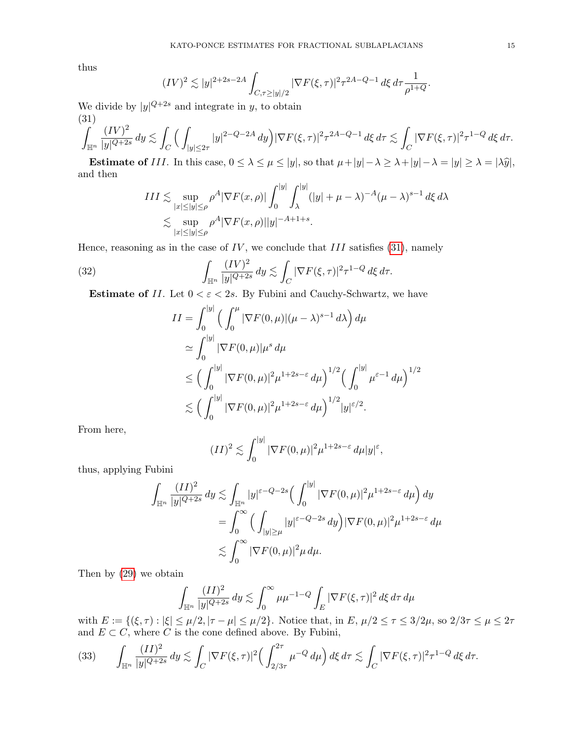thus

$$(IV)^2 \lesssim |y|^{2+2s-2A} \int_{C, \tau \geq |y|/2} |\nabla F(\xi,\tau)|^2 \tau^{2A-Q-1}\, d\xi\, d\tau \frac{1}{\rho^{1+Q}}.$$

We divide by $|y|^{Q+2s}$ and integrate in $y$, to obtain

(31)
$$\int_{\mathbb{H}^n} \frac{(IV)^2}{|y|^{Q+2s}}\, dy \lesssim \int_C \Big( \int_{|y|\leq 2\tau} |y|^{2-Q-2A}\, dy \Big) |\nabla F(\xi,\tau)|^2 \tau^{2A-Q-1}\, d\xi\, d\tau \lesssim \int_C |\nabla F(\xi,\tau)|^2 \tau^{1-Q}\, d\xi\, d\tau.$$

**Estimate of** $III$. In this case, $0 \leq \lambda \leq \mu \leq |y|$, so that $\mu + |y| - \lambda \geq \lambda + |y| - \lambda = |y| \geq \lambda = |\lambda \widehat{y}|$, and then

$$\begin{aligned} III &\lesssim \sup_{|x|\leq |y| \leq \rho} \rho^A |\nabla F(x,\rho)| \int_0^{|y|} \int_\lambda^{|y|} (|y| + \mu - \lambda)^{-A} (\mu - \lambda)^{s-1}\, d\xi\, d\lambda \\ &\lesssim \sup_{|x|\leq |y| \leq \rho} \rho^A |\nabla F(x,\rho)| |y|^{-A+1+s}. \end{aligned}$$

Hence, reasoning as in the case of $IV$, we conclude that $III$ satisfies (31), namely

(32)
$$\int_{\mathbb{H}^n} \frac{(IV)^2}{|y|^{Q+2s}}\, dy \lesssim \int_C |\nabla F(\xi,\tau)|^2 \tau^{1-Q}\, d\xi\, d\tau.$$

**Estimate of** $II$. Let $0 < \varepsilon < 2s$. By Fubini and Cauchy-Schwartz, we have

$$\begin{aligned} II &= \int_0^{|y|} \Big( \int_0^\mu |\nabla F(0,\mu)| (\mu - \lambda)^{s-1}\, d\lambda \Big)\, d\mu \\ &\simeq \int_0^{|y|} |\nabla F(0,\mu)| \mu^s\, d\mu \\ &\leq \Big( \int_0^{|y|} |\nabla F(0,\mu)|^2 \mu^{1+2s-\varepsilon}\, d\mu \Big)^{1/2} \Big( \int_0^{|y|} \mu^{\varepsilon - 1}\, d\mu \Big)^{1/2} \\ &\lesssim \Big( \int_0^{|y|} |\nabla F(0,\mu)|^2 \mu^{1+2s-\varepsilon}\, d\mu \Big)^{1/2} |y|^{\varepsilon/2}. \end{aligned}$$

From here,

$$(II)^2 \lesssim \int_0^{|y|} |\nabla F(0,\mu)|^2 \mu^{1+2s-\varepsilon}\, d\mu |y|^{\varepsilon},$$

thus, applying Fubini

$$\begin{aligned} \int_{\mathbb{H}^n} \frac{(II)^2}{|y|^{Q+2s}}\, dy &\lesssim \int_{\mathbb{H}^n} |y|^{\varepsilon - Q - 2s} \Big( \int_0^{|y|} |\nabla F(0,\mu)|^2 \mu^{1+2s-\varepsilon}\, d\mu \Big)\, dy \\ &= \int_0^\infty \Big( \int_{|y|\geq \mu} |y|^{\varepsilon - Q - 2s}\, dy \Big) |\nabla F(0,\mu)|^2 \mu^{1+2s-\varepsilon}\, d\mu \\ &\lesssim \int_0^\infty |\nabla F(0,\mu)|^2 \mu\, d\mu. \end{aligned}$$

Then by (29) we obtain

$$\int_{\mathbb{H}^n} \frac{(II)^2}{|y|^{Q+2s}}\, dy \lesssim \int_0^\infty \mu \mu^{-1-Q} \int_E |\nabla F(\xi,\tau)|^2\, d\xi\, d\tau\, d\mu$$

with $E := \{(\xi,\tau) : |\xi| \leq \mu/2, |\tau - \mu| \leq \mu/2\}$. Notice that, in $E$, $\mu/2 \leq \tau \leq 3/2\mu$, so $2/3\tau \leq \mu \leq 2\tau$ and $E \subset C$, where $C$ is the cone defined above. By Fubini,

(33)
$$\int_{\mathbb{H}^n} \frac{(II)^2}{|y|^{Q+2s}}\, dy \lesssim \int_C |\nabla F(\xi,\tau)|^2 \Big( \int_{2/3\tau}^{2\tau} \mu^{-Q}\, d\mu \Big)\, d\xi\, d\tau \lesssim \int_C |\nabla F(\xi,\tau)|^2 \tau^{1-Q}\, d\xi\, d\tau.$$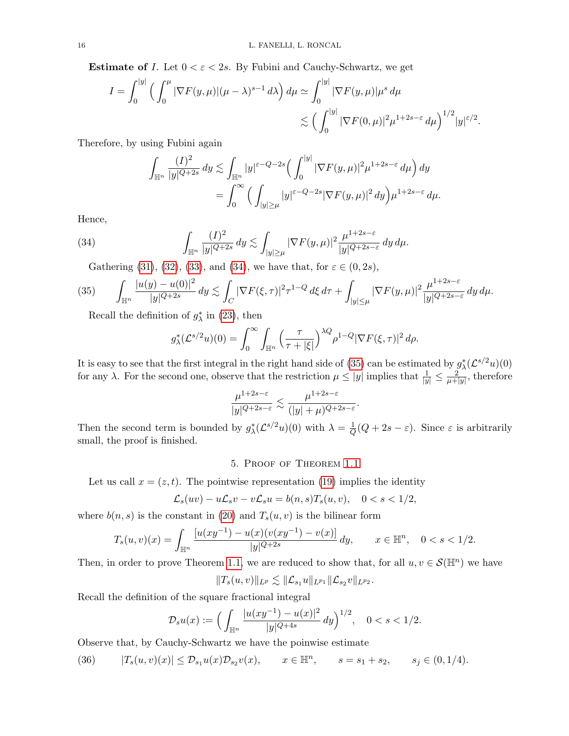**Estimate of** $I$. Let $0<\varepsilon<2s$. By Fubini and Cauchy-Schwartz, we get

$$I=\int_0^{|y|}\Big(\int_0^{\mu}|\nabla F(y,\mu)|(\mu-\lambda)^{s-1}\,d\lambda\Big)\,d\mu\simeq\int_0^{|y|}|\nabla F(y,\mu)|\mu^s\,d\mu$$
$$\lesssim\Big(\int_0^{|y|}|\nabla F(0,\mu)|^2\mu^{1+2s-\varepsilon}\,d\mu\Big)^{1/2}|y|^{\varepsilon/2}.$$

Therefore, by using Fubini again

$$\int_{\mathbb{H}^n}\frac{(I)^2}{|y|^{Q+2s}}\,dy\lesssim\int_{\mathbb{H}^n}|y|^{\varepsilon-Q-2s}\Big(\int_0^{|y|}|\nabla F(y,\mu)|^2\mu^{1+2s-\varepsilon}\,d\mu\Big)\,dy$$
$$=\int_0^\infty\Big(\int_{|y|\geq\mu}|y|^{\varepsilon-Q-2s}|\nabla F(y,\mu)|^2\,dy\Big)\mu^{1+2s-\varepsilon}\,d\mu.$$

Hence,

$$\int_{\mathbb{H}^n}\frac{(I)^2}{|y|^{Q+2s}}\,dy\lesssim\int_{|y|\geq\mu}|\nabla F(y,\mu)|^2\frac{\mu^{1+2s-\varepsilon}}{|y|^{Q+2s-\varepsilon}}\,dy\,d\mu. \tag{34}$$

Gathering (31), (32), (33), and (34), we have that, for $\varepsilon\in(0,2s)$,

$$\int_{\mathbb{H}^n}\frac{|u(y)-u(0)|^2}{|y|^{Q+2s}}\,dy\lesssim\int_C|\nabla F(\xi,\tau)|^2\tau^{1-Q}\,d\xi\,d\tau+\int_{|y|\leq\mu}|\nabla F(y,\mu)|^2\frac{\mu^{1+2s-\varepsilon}}{|y|^{Q+2s-\varepsilon}}\,dy\,d\mu. \tag{35}$$

Recall the definition of $g_\lambda^*$ in (23), then

$$g_\lambda^*(\mathcal{L}^{s/2}u)(0)=\int_0^\infty\int_{\mathbb{H}^n}\Big(\frac{\tau}{\tau+|\xi|}\Big)^{\lambda Q}\rho^{1-Q}|\nabla F(\xi,\tau)|^2\,d\rho.$$

It is easy to see that the first integral in the right hand side of (35) can be estimated by $g_\lambda^*(\mathcal{L}^{s/2}u)(0)$ for any $\lambda$. For the second one, observe that the restriction $\mu\leq|y|$ implies that $\frac{1}{|y|}\leq\frac{2}{\mu+|y|}$, therefore

$$\frac{\mu^{1+2s-\varepsilon}}{|y|^{Q+2s-\varepsilon}}\lesssim\frac{\mu^{1+2s-\varepsilon}}{(|y|+\mu)^{Q+2s-\varepsilon}}.$$

Then the second term is bounded by $g_\lambda^*(\mathcal{L}^{s/2}u)(0)$ with $\lambda=\frac{1}{Q}(Q+2s-\varepsilon)$. Since $\varepsilon$ is arbitrarily small, the proof is finished.

## 5. Proof of Theorem 1.1

Let us call $x=(z,t)$. The pointwise representation (19) implies the identity

$$\mathcal{L}_s(uv)-u\mathcal{L}_sv-v\mathcal{L}_su=b(n,s)T_s(u,v),\quad 0<s<1/2,$$

where $b(n,s)$ is the constant in (20) and $T_s(u,v)$ is the bilinear form

$$T_s(u,v)(x)=\int_{\mathbb{H}^n}\frac{[u(xy^{-1})-u(x)(v(xy^{-1})-v(x)]}{|y|^{Q+2s}}\,dy,\qquad x\in\mathbb{H}^n,\quad 0<s<1/2.$$

Then, in order to prove Theorem 1.1, we are reduced to show that, for all $u,v\in\mathcal{S}(\mathbb{H}^n)$ we have

$$\|T_s(u,v)\|_{L^p}\lesssim\|\mathcal{L}_{s_1}u\|_{L^{p_1}}\|\mathcal{L}_{s_2}v\|_{L^{p_2}}.$$

Recall the definition of the square fractional integral

$$\mathcal{D}_su(x):=\Big(\int_{\mathbb{H}^n}\frac{|u(xy^{-1})-u(x)|^2}{|y|^{Q+4s}}\,dy\Big)^{1/2},\quad 0<s<1/2.$$

Observe that, by Cauchy-Schwartz we have the poinwise estimate

$$|T_s(u,v)(x)|\leq\mathcal{D}_{s_1}u(x)\mathcal{D}_{s_2}v(x),\qquad x\in\mathbb{H}^n,\qquad s=s_1+s_2,\qquad s_j\in(0,1/4). \tag{36}$$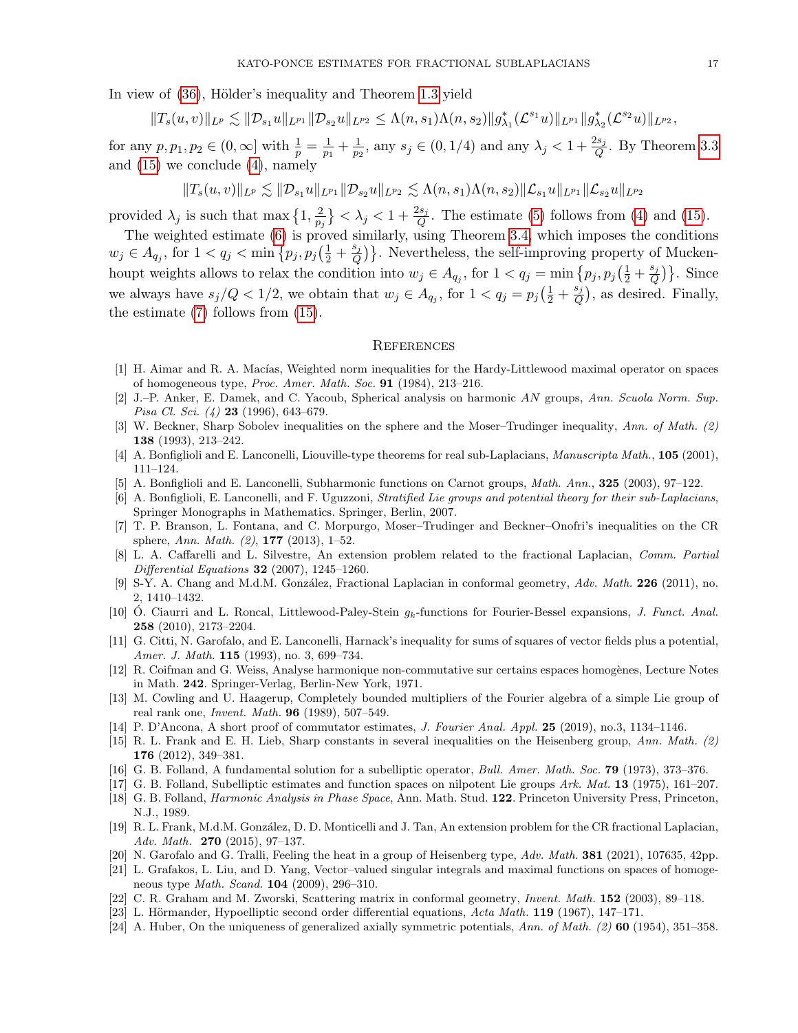In view of (36), Hölder's inequality and Theorem 1.3 yield

$$\|T_s(u,v)\|_{L^p} \lesssim \|\mathcal{D}_{s_1} u\|_{L^{p_1}} \|\mathcal{D}_{s_2} u\|_{L^{p_2}} \leq \Lambda(n,s_1)\Lambda(n,s_2) \|g^*_{\lambda_1}(\mathcal{L}^{s_1} u)\|_{L^{p_1}} \|g^*_{\lambda_2}(\mathcal{L}^{s_2} u)\|_{L^{p_2}},$$

for any $p, p_1, p_2 \in (0,\infty]$ with $\frac{1}{p} = \frac{1}{p_1} + \frac{1}{p_2}$, any $s_j \in (0, 1/4)$ and any $\lambda_j < 1 + \frac{2s_j}{Q}$. By Theorem 3.3 and (15) we conclude (4), namely

$$\|T_s(u,v)\|_{L^p} \lesssim \|\mathcal{D}_{s_1} u\|_{L^{p_1}} \|\mathcal{D}_{s_2} u\|_{L^{p_2}} \lesssim \Lambda(n,s_1)\Lambda(n,s_2) \|\mathcal{L}_{s_1} u\|_{L^{p_1}} \|\mathcal{L}_{s_2} u\|_{L^{p_2}}$$

provided $\lambda_j$ is such that $\max\left\{1, \frac{2}{p_j}\right\} < \lambda_j < 1 + \frac{2s_j}{Q}$. The estimate (5) follows from (4) and (15).

The weighted estimate (6) is proved similarly, using Theorem 3.4, which imposes the conditions $w_j \in A_{q_j}$, for $1 < q_j < \min\left\{p_j, p_j\left(\frac{1}{2} + \frac{s_j}{Q}\right)\right\}$. Nevertheless, the self-improving property of Muckenhoupt weights allows to relax the condition into $w_j \in A_{q_j}$, for $1 < q_j = \min\left\{p_j, p_j\left(\frac{1}{2} + \frac{s_j}{Q}\right)\right\}$. Since we always have $s_j/Q < 1/2$, we obtain that $w_j \in A_{q_j}$, for $1 < q_j = p_j\left(\frac{1}{2} + \frac{s_j}{Q}\right)$, as desired. Finally, the estimate (7) follows from (15).

## References

[1] H. Aimar and R. A. Macías, Weighted norm inequalities for the Hardy-Littlewood maximal operator on spaces of homogeneous type, *Proc. Amer. Math. Soc.* **91** (1984), 213–216.

[2] J.–P. Anker, E. Damek, and C. Yacoub, Spherical analysis on harmonic $AN$ groups, *Ann. Scuola Norm. Sup. Pisa Cl. Sci. (4)* **23** (1996), 643–679.

[3] W. Beckner, Sharp Sobolev inequalities on the sphere and the Moser–Trudinger inequality, *Ann. of Math. (2)* **138** (1993), 213–242.

[4] A. Bonfiglioli and E. Lanconelli, Liouville-type theorems for real sub-Laplacians, *Manuscripta Math.*, **105** (2001), 111–124.

[5] A. Bonfiglioli and E. Lanconelli, Subharmonic functions on Carnot groups, *Math. Ann.*, **325** (2003), 97–122.

[6] A. Bonfiglioli, E. Lanconelli, and F. Uguzzoni, *Stratified Lie groups and potential theory for their sub-Laplacians*, Springer Monographs in Mathematics. Springer, Berlin, 2007.

[7] T. P. Branson, L. Fontana, and C. Morpurgo, Moser–Trudinger and Beckner–Onofri's inequalities on the CR sphere, *Ann. Math. (2)*, **177** (2013), 1–52.

[8] L. A. Caffarelli and L. Silvestre, An extension problem related to the fractional Laplacian, *Comm. Partial Differential Equations* **32** (2007), 1245–1260.

[9] S-Y. A. Chang and M.d.M. González, Fractional Laplacian in conformal geometry, *Adv. Math.* **226** (2011), no. 2, 1410–1432.

[10] Ó. Ciaurri and L. Roncal, Littlewood-Paley-Stein $g_k$-functions for Fourier-Bessel expansions, *J. Funct. Anal.* **258** (2010), 2173–2204.

[11] G. Citti, N. Garofalo, and E. Lanconelli, Harnack's inequality for sums of squares of vector fields plus a potential, *Amer. J. Math.* **115** (1993), no. 3, 699–734.

[12] R. Coifman and G. Weiss, Analyse harmonique non-commutative sur certains espaces homogènes, Lecture Notes in Math. **242**. Springer-Verlag, Berlin-New York, 1971.

[13] M. Cowling and U. Haagerup, Completely bounded multipliers of the Fourier algebra of a simple Lie group of real rank one, *Invent. Math.* **96** (1989), 507–549.

[14] P. D'Ancona, A short proof of commutator estimates, *J. Fourier Anal. Appl.* **25** (2019), no.3, 1134–1146.

[15] R. L. Frank and E. H. Lieb, Sharp constants in several inequalities on the Heisenberg group, *Ann. Math. (2)* **176** (2012), 349–381.

[16] G. B. Folland, A fundamental solution for a subelliptic operator, *Bull. Amer. Math. Soc.* **79** (1973), 373–376.

[17] G. B. Folland, Subelliptic estimates and function spaces on nilpotent Lie groups *Ark. Mat.* **13** (1975), 161–207.

[18] G. B. Folland, *Harmonic Analysis in Phase Space*, Ann. Math. Stud. **122**. Princeton University Press, Princeton, N.J., 1989.

[19] R. L. Frank, M.d.M. González, D. D. Monticelli and J. Tan, An extension problem for the CR fractional Laplacian, *Adv. Math.* **270** (2015), 97–137.

[20] N. Garofalo and G. Tralli, Feeling the heat in a group of Heisenberg type, *Adv. Math.* **381** (2021), 107635, 42pp.

[21] L. Grafakos, L. Liu, and D. Yang, Vector–valued singular integrals and maximal functions on spaces of homogeneous type *Math. Scand.* **104** (2009), 296–310.

[22] C. R. Graham and M. Zworski, Scattering matrix in conformal geometry, *Invent. Math.* **152** (2003), 89–118.

[23] L. Hörmander, Hypoelliptic second order differential equations, *Acta Math.* **119** (1967), 147–171.

[24] A. Huber, On the uniqueness of generalized axially symmetric potentials, *Ann. of Math. (2)* **60** (1954), 351–358.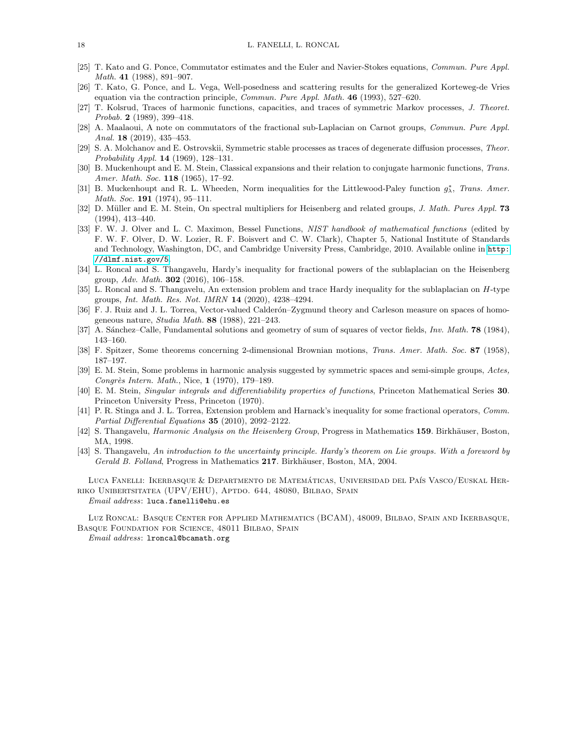[25] T. Kato and G. Ponce, Commutator estimates and the Euler and Navier-Stokes equations, *Commun. Pure Appl. Math.* **41** (1988), 891–907.

[26] T. Kato, G. Ponce, and L. Vega, Well-posedness and scattering results for the generalized Korteweg-de Vries equation via the contraction principle, *Commun. Pure Appl. Math.* **46** (1993), 527–620.

[27] T. Kolsrud, Traces of harmonic functions, capacities, and traces of symmetric Markov processes, *J. Theoret. Probab.* **2** (1989), 399–418.

[28] A. Maalaoui, A note on commutators of the fractional sub-Laplacian on Carnot groups, *Commun. Pure Appl. Anal.* **18** (2019), 435–453.

[29] S. A. Molchanov and E. Ostrovskii, Symmetric stable processes as traces of degenerate diffusion processes, *Theor. Probability Appl.* **14** (1969), 128–131.

[30] B. Muckenhoupt and E. M. Stein, Classical expansions and their relation to conjugate harmonic functions, *Trans. Amer. Math. Soc.* **118** (1965), 17–92.

[31] B. Muckenhoupt and R. L. Wheeden, Norm inequalities for the Littlewood-Paley function $g_\lambda^*$, *Trans. Amer. Math. Soc.* **191** (1974), 95–111.

[32] D. Müller and E. M. Stein, On spectral multipliers for Heisenberg and related groups, *J. Math. Pures Appl.* **73** (1994), 413–440.

[33] F. W. J. Olver and L. C. Maximon, Bessel Functions, *NIST handbook of mathematical functions* (edited by F. W. F. Olver, D. W. Lozier, R. F. Boisvert and C. W. Clark), Chapter 5, National Institute of Standards and Technology, Washington, DC, and Cambridge University Press, Cambridge, 2010. Available online in http://dlmf.nist.gov/5.

[34] L. Roncal and S. Thangavelu, Hardy's inequality for fractional powers of the sublaplacian on the Heisenberg group, *Adv. Math.* **302** (2016), 106–158.

[35] L. Roncal and S. Thangavelu, An extension problem and trace Hardy inequality for the sublaplacian on $H$-type groups, *Int. Math. Res. Not. IMRN* **14** (2020), 4238–4294.

[36] F. J. Ruiz and J. L. Torrea, Vector-valued Calderón–Zygmund theory and Carleson measure on spaces of homogeneous nature, *Studia Math.* **88** (1988), 221–243.

[37] A. Sánchez–Calle, Fundamental solutions and geometry of sum of squares of vector fields, *Inv. Math.* **78** (1984), 143–160.

[38] F. Spitzer, Some theorems concerning 2-dimensional Brownian motions, *Trans. Amer. Math. Soc.* **87** (1958), 187–197.

[39] E. M. Stein, Some problems in harmonic analysis suggested by symmetric spaces and semi-simple groups, *Actes, Congrès Intern. Math.*, Nice, **1** (1970), 179–189.

[40] E. M. Stein, *Singular integrals and differentiability properties of functions*, Princeton Mathematical Series **30**. Princeton University Press, Princeton (1970).

[41] P. R. Stinga and J. L. Torrea, Extension problem and Harnack's inequality for some fractional operators, *Comm. Partial Differential Equations* **35** (2010), 2092–2122.

[42] S. Thangavelu, *Harmonic Analysis on the Heisenberg Group*, Progress in Mathematics **159**. Birkhäuser, Boston, MA, 1998.

[43] S. Thangavelu, *An introduction to the uncertainty principle. Hardy's theorem on Lie groups. With a foreword by Gerald B. Folland*, Progress in Mathematics **217**. Birkhäuser, Boston, MA, 2004.

Luca Fanelli: Ikerbasque & Departmento de Matemáticas, Universidad del País Vasco/Euskal Herriko Unibertsitatea (UPV/EHU), Aptdo. 644, 48080, Bilbao, Spain

*Email address*: luca.fanelli@ehu.es

Luz Roncal: Basque Center for Applied Mathematics (BCAM), 48009, Bilbao, Spain and Ikerbasque, Basque Foundation for Science, 48011 Bilbao, Spain

*Email address*: lroncal@bcamath.org